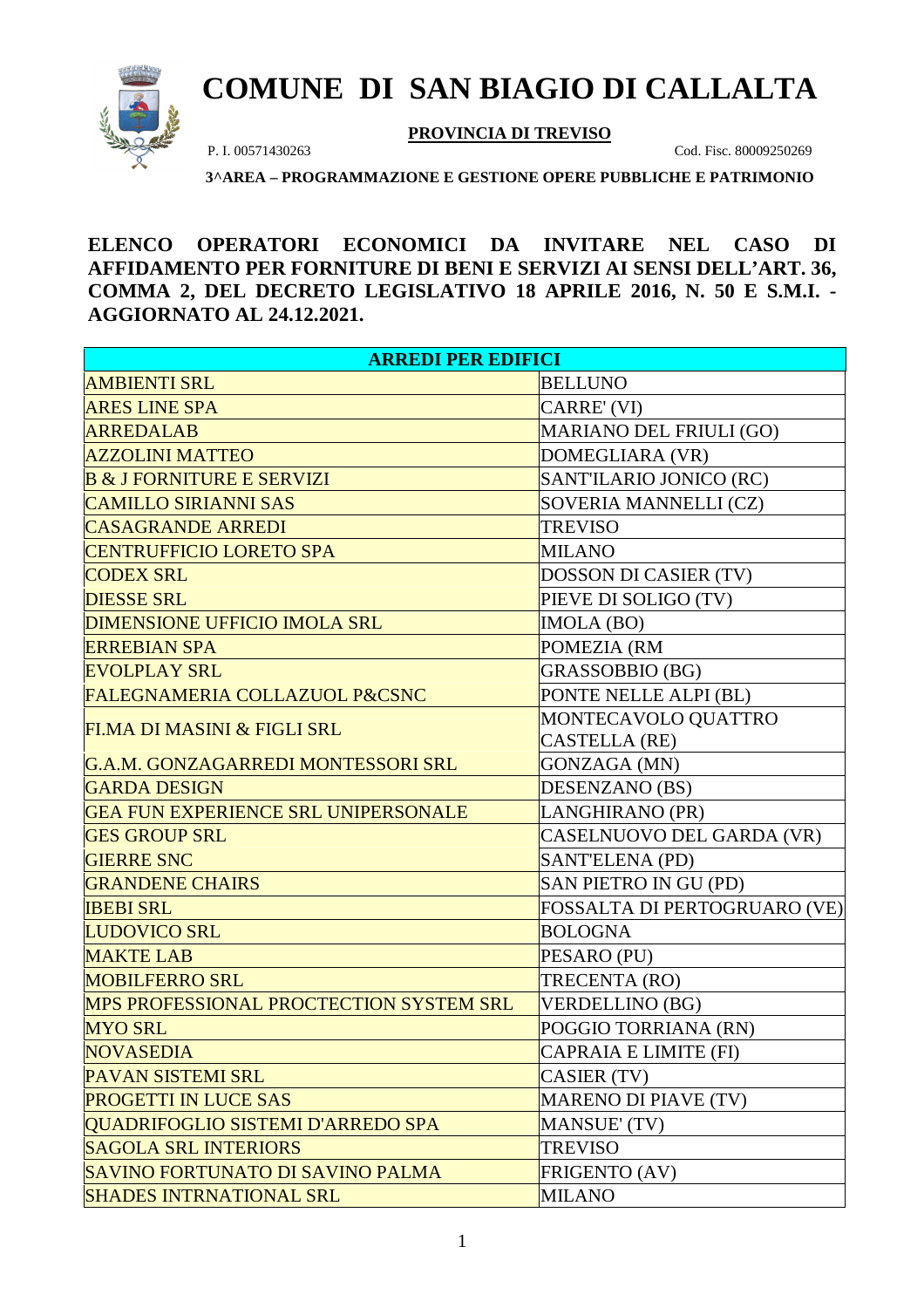# COMUNE DI SAN BIAGIO DI CALLALTA

**PROVINCIA DI TREVISO**

P. I. 00571430263 Cod. Fisc. 80009250269

**3^AREA – PROGRAMMAZIONE E GESTIONE OPERE PUBBLICHE E PATRIMONIO**

**ELENCO OPERATORI ECONOMICI DA INVITARE NEL CASO DI AFFIDAMENTO PER FORNITURE DI BENI E SERVIZI AI SENSI DELL'ART. 36, COMMA 2, DEL DECRETO LEGISLATIVO 18 APRILE 2016, N. 50 E S.M.I. - AGGIORNATO AL 24.12.2021.**

| ARREDI PER EDIFICI | |
|---|---|
| AMBIENTI SRL | BELLUNO |
| ARES LINE SPA | CARRE' (VI) |
| ARREDALAB | MARIANO DEL FRIULI (GO) |
| AZZOLINI MATTEO | DOMEGLIARA (VR) |
| B & J FORNITURE E SERVIZI | SANT'ILARIO JONICO (RC) |
| CAMILLO SIRIANNI SAS | SOVERIA MANNELLI (CZ) |
| CASAGRANDE ARREDI | TREVISO |
| CENTRUFFICIO LORETO SPA | MILANO |
| CODEX SRL | DOSSON DI CASIER (TV) |
| DIESSE SRL | PIEVE DI SOLIGO (TV) |
| DIMENSIONE UFFICIO IMOLA SRL | IMOLA (BO) |
| ERREBIAN SPA | POMEZIA (RM |
| EVOLPLAY SRL | GRASSOBBIO (BG) |
| FALEGNAMERIA COLLAZUOL P&CSNC | PONTE NELLE ALPI (BL) |
| FI.MA DI MASINI & FIGLI SRL | MONTECAVOLO QUATTRO CASTELLA (RE) |
| G.A.M. GONZAGARREDI MONTESSORI SRL | GONZAGA (MN) |
| GARDA DESIGN | DESENZANO (BS) |
| GEA FUN EXPERIENCE SRL UNIPERSONALE | LANGHIRANO (PR) |
| GES GROUP SRL | CASELNUOVO DEL GARDA (VR) |
| GIERRE SNC | SANT'ELENA (PD) |
| GRANDENE CHAIRS | SAN PIETRO IN GU (PD) |
| IBEBI SRL | FOSSALTA DI PERTOGRUARO (VE) |
| LUDOVICO SRL | BOLOGNA |
| MAKTE LAB | PESARO (PU) |
| MOBILFERRO SRL | TRECENTA (RO) |
| MPS PROFESSIONAL PROCTECTION SYSTEM SRL | VERDELLINO (BG) |
| MYO SRL | POGGIO TORRIANA (RN) |
| NOVASEDIA | CAPRAIA E LIMITE (FI) |
| PAVAN SISTEMI SRL | CASIER (TV) |
| PROGETTI IN LUCE SAS | MARENO DI PIAVE (TV) |
| QUADRIFOGLIO SISTEMI D'ARREDO SPA | MANSUE' (TV) |
| SAGOLA SRL INTERIORS | TREVISO |
| SAVINO FORTUNATO DI SAVINO PALMA | FRIGENTO (AV) |
| SHADES INTRNATIONAL SRL | MILANO |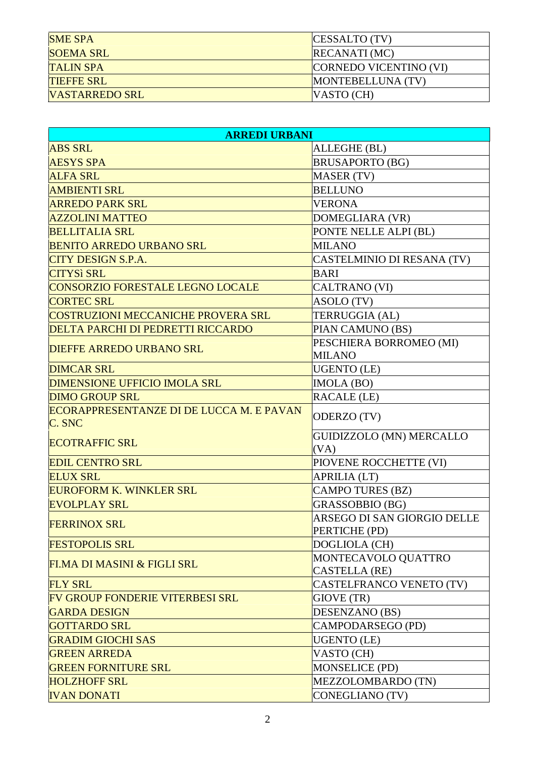| | |
|---|---|
| SME SPA | CESSALTO (TV) |
| SOEMA SRL | RECANATI (MC) |
| TALIN SPA | CORNEDO VICENTINO (VI) |
| TIEFFE SRL | MONTEBELLUNA (TV) |
| VASTARREDO SRL | VASTO (CH) |

| **ARREDI URBANI** | |
|---|---|
| ABS SRL | ALLEGHE (BL) |
| AESYS SPA | BRUSAPORTO (BG) |
| ALFA SRL | MASER (TV) |
| AMBIENTI SRL | BELLUNO |
| ARREDO PARK SRL | VERONA |
| AZZOLINI MATTEO | DOMEGLIARA (VR) |
| BELLITALIA SRL | PONTE NELLE ALPI (BL) |
| BENITO ARREDO URBANO SRL | MILANO |
| CITY DESIGN S.P.A. | CASTELMINIO DI RESANA (TV) |
| CITYSì SRL | BARI |
| CONSORZIO FORESTALE LEGNO LOCALE | CALTRANO (VI) |
| CORTEC SRL | ASOLO (TV) |
| COSTRUZIONI MECCANICHE PROVERA SRL | TERRUGGIA (AL) |
| DELTA PARCHI DI PEDRETTI RICCARDO | PIAN CAMUNO (BS) |
| DIEFFE ARREDO URBANO SRL | PESCHIERA BORROMEO (MI) MILANO |
| DIMCAR SRL | UGENTO (LE) |
| DIMENSIONE UFFICIO IMOLA SRL | IMOLA (BO) |
| DIMO GROUP SRL | RACALE (LE) |
| ECORAPPRESENTANZE DI DE LUCCA M. E PAVAN C. SNC | ODERZO (TV) |
| ECOTRAFFIC SRL | GUIDIZZOLO (MN) MERCALLO (VA) |
| EDIL CENTRO SRL | PIOVENE ROCCHETTE (VI) |
| ELUX SRL | APRILIA (LT) |
| EUROFORM K. WINKLER SRL | CAMPO TURES (BZ) |
| EVOLPLAY SRL | GRASSOBBIO (BG) |
| FERRINOX SRL | ARSEGO DI SAN GIORGIO DELLE PERTICHE (PD) |
| FESTOPOLIS SRL | DOGLIOLA (CH) |
| FI.MA DI MASINI & FIGLI SRL | MONTECAVOLO QUATTRO CASTELLA (RE) |
| FLY SRL | CASTELFRANCO VENETO (TV) |
| FV GROUP FONDERIE VITERBESI SRL | GIOVE (TR) |
| GARDA DESIGN | DESENZANO (BS) |
| GOTTARDO SRL | CAMPODARSEGO (PD) |
| GRADIM GIOCHI SAS | UGENTO (LE) |
| GREEN ARREDA | VASTO (CH) |
| GREEN FORNITURE SRL | MONSELICE (PD) |
| HOLZHOFF SRL | MEZZOLOMBARDO (TN) |
| IVAN DONATI | CONEGLIANO (TV) |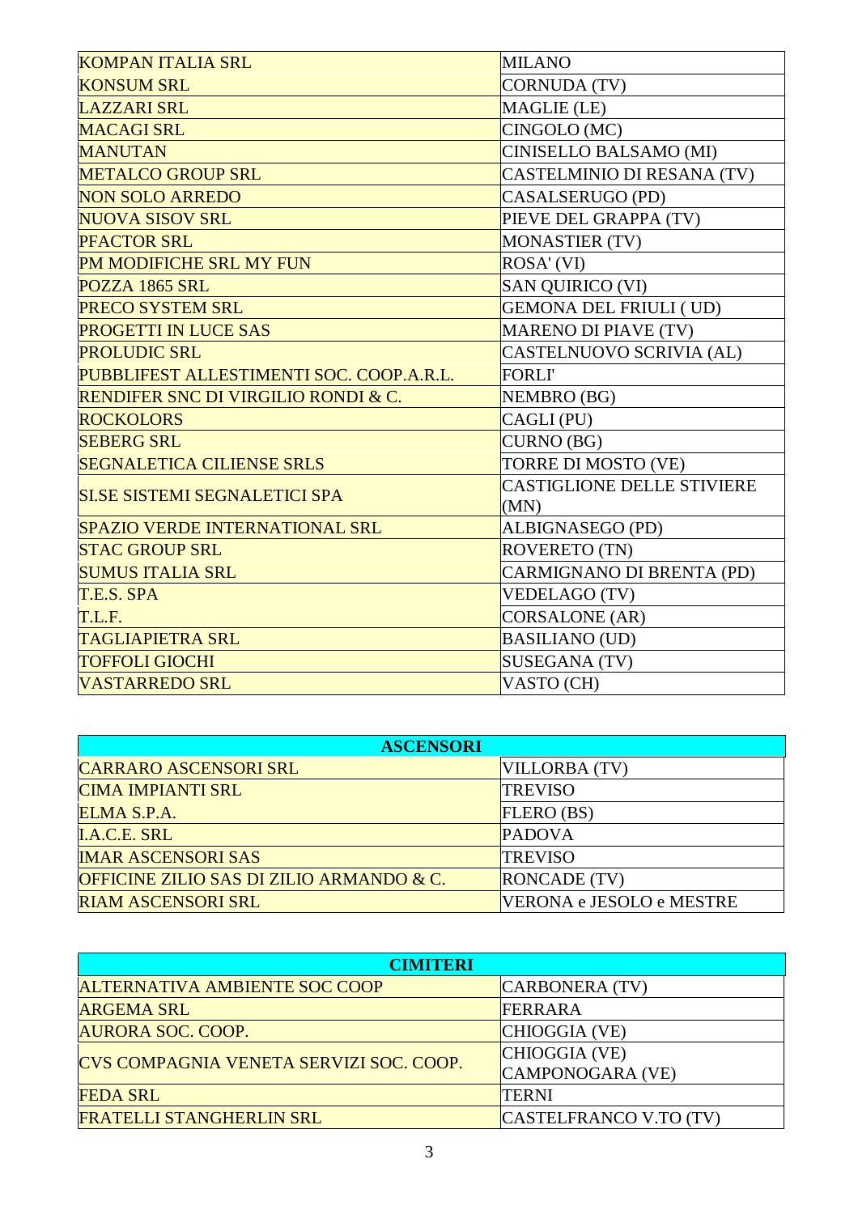| | |
|---|---|
| KOMPAN ITALIA SRL | MILANO |
| KONSUM SRL | CORNUDA (TV) |
| LAZZARI SRL | MAGLIE (LE) |
| MACAGI SRL | CINGOLO (MC) |
| MANUTAN | CINISELLO BALSAMO (MI) |
| METALCO GROUP SRL | CASTELMINIO DI RESANA (TV) |
| NON SOLO ARREDO | CASALSERUGO (PD) |
| NUOVA SISOV SRL | PIEVE DEL GRAPPA (TV) |
| PFACTOR SRL | MONASTIER (TV) |
| PM MODIFICHE SRL MY FUN | ROSA' (VI) |
| POZZA 1865 SRL | SAN QUIRICO (VI) |
| PRECO SYSTEM SRL | GEMONA DEL FRIULI ( UD) |
| PROGETTI IN LUCE SAS | MARENO DI PIAVE (TV) |
| PROLUDIC SRL | CASTELNUOVO SCRIVIA (AL) |
| PUBBLIFEST ALLESTIMENTI SOC. COOP.A.R.L. | FORLI' |
| RENDIFER SNC DI VIRGILIO RONDI & C. | NEMBRO (BG) |
| ROCKOLORS | CAGLI (PU) |
| SEBERG SRL | CURNO (BG) |
| SEGNALETICA CILIENSE SRLS | TORRE DI MOSTO (VE) |
| SI.SE SISTEMI SEGNALETICI SPA | CASTIGLIONE DELLE STIVIERE (MN) |
| SPAZIO VERDE INTERNATIONAL SRL | ALBIGNASEGO (PD) |
| STAC GROUP SRL | ROVERETO (TN) |
| SUMUS ITALIA SRL | CARMIGNANO DI BRENTA (PD) |
| T.E.S. SPA | VEDELAGO (TV) |
| T.L.F. | CORSALONE (AR) |
| TAGLIAPIETRA SRL | BASILIANO (UD) |
| TOFFOLI GIOCHI | SUSEGANA (TV) |
| VASTARREDO SRL | VASTO (CH) |

| ASCENSORI | |
|---|---|
| CARRARO ASCENSORI SRL | VILLORBA (TV) |
| CIMA IMPIANTI SRL | TREVISO |
| ELMA S.P.A. | FLERO (BS) |
| I.A.C.E. SRL | PADOVA |
| IMAR ASCENSORI SAS | TREVISO |
| OFFICINE ZILIO SAS DI ZILIO ARMANDO & C. | RONCADE (TV) |
| RIAM ASCENSORI SRL | VERONA e JESOLO e MESTRE |

| CIMITERI | |
|---|---|
| ALTERNATIVA AMBIENTE SOC COOP | CARBONERA (TV) |
| ARGEMA SRL | FERRARA |
| AURORA SOC. COOP. | CHIOGGIA (VE) |
| CVS COMPAGNIA VENETA SERVIZI SOC. COOP. | CHIOGGIA (VE) CAMPONOGARA (VE) |
| FEDA SRL | TERNI |
| FRATELLI STANGHERLIN SRL | CASTELFRANCO V.TO (TV) |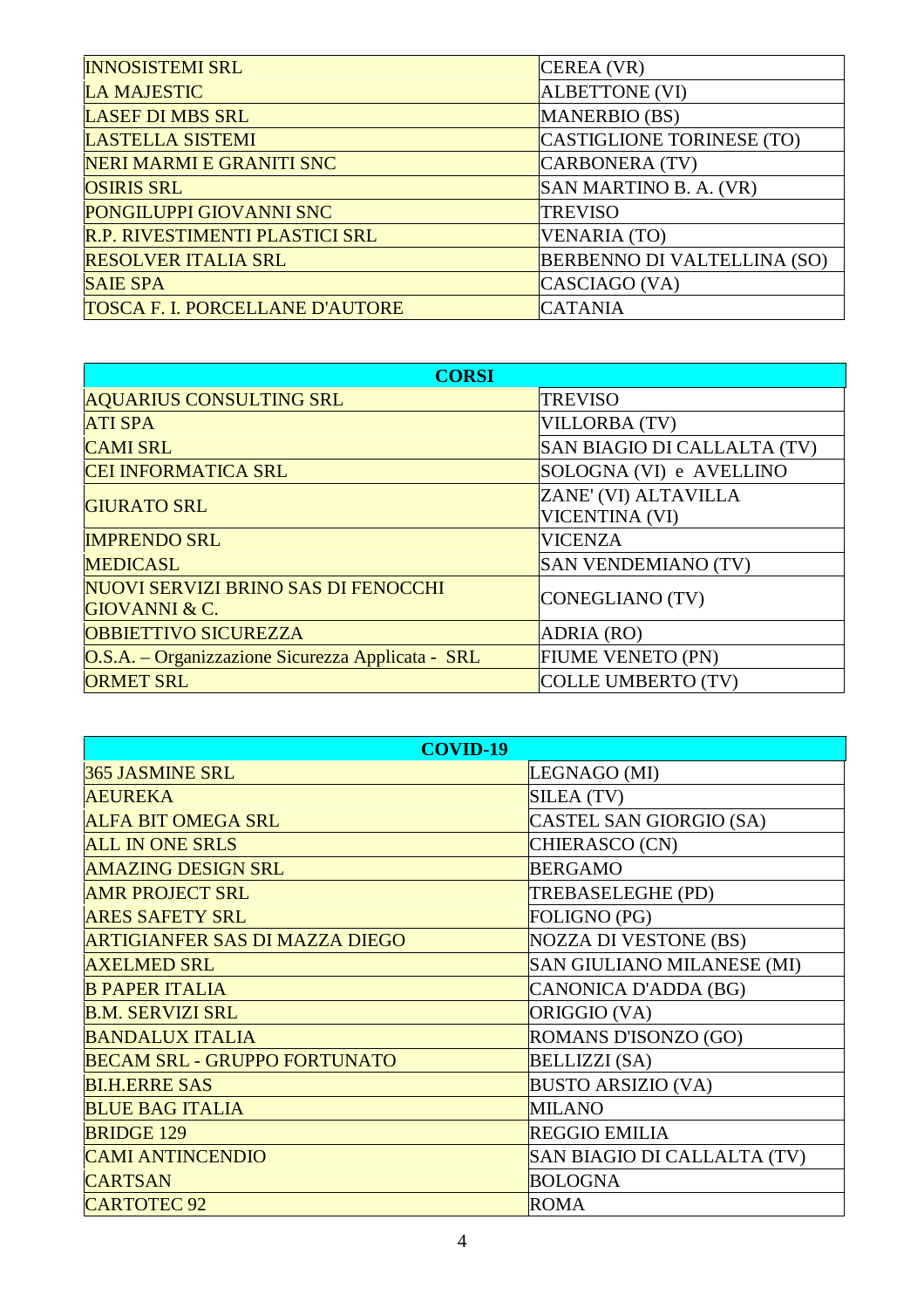| | |
|---|---|
| INNOSISTEMI SRL | CEREA (VR) |
| LA MAJESTIC | ALBETTONE (VI) |
| LASEF DI MBS SRL | MANERBIO (BS) |
| LASTELLA SISTEMI | CASTIGLIONE TORINESE (TO) |
| NERI MARMI E GRANITI SNC | CARBONERA (TV) |
| OSIRIS SRL | SAN MARTINO B. A. (VR) |
| PONGILUPPI GIOVANNI SNC | TREVISO |
| R.P. RIVESTIMENTI PLASTICI SRL | VENARIA (TO) |
| RESOLVER ITALIA SRL | BERBENNO DI VALTELLINA (SO) |
| SAIE SPA | CASCIAGO (VA) |
| TOSCA F. I. PORCELLANE D'AUTORE | CATANIA |

| CORSI | |
|---|---|
| AQUARIUS CONSULTING SRL | TREVISO |
| ATI SPA | VILLORBA (TV) |
| CAMI SRL | SAN BIAGIO DI CALLALTA (TV) |
| CEI INFORMATICA SRL | SOLOGNA (VI) e AVELLINO |
| GIURATO SRL | ZANE' (VI) ALTAVILLA VICENTINA (VI) |
| IMPRENDO SRL | VICENZA |
| MEDICASL | SAN VENDEMIANO (TV) |
| NUOVI SERVIZI BRINO SAS DI FENOCCHI GIOVANNI & C. | CONEGLIANO (TV) |
| OBBIETTIVO SICUREZZA | ADRIA (RO) |
| O.S.A. – Organizzazione Sicurezza Applicata - SRL | FIUME VENETO (PN) |
| ORMET SRL | COLLE UMBERTO (TV) |

| COVID-19 | |
|---|---|
| 365 JASMINE SRL | LEGNAGO (MI) |
| AEUREKA | SILEA (TV) |
| ALFA BIT OMEGA SRL | CASTEL SAN GIORGIO (SA) |
| ALL IN ONE SRLS | CHIERASCO (CN) |
| AMAZING DESIGN SRL | BERGAMO |
| AMR PROJECT SRL | TREBASELEGHE (PD) |
| ARES SAFETY SRL | FOLIGNO (PG) |
| ARTIGIANFER SAS DI MAZZA DIEGO | NOZZA DI VESTONE (BS) |
| AXELMED SRL | SAN GIULIANO MILANESE (MI) |
| B PAPER ITALIA | CANONICA D'ADDA (BG) |
| B.M. SERVIZI SRL | ORIGGIO (VA) |
| BANDALUX ITALIA | ROMANS D'ISONZO (GO) |
| BECAM SRL - GRUPPO FORTUNATO | BELLIZZI (SA) |
| BI.H.ERRE SAS | BUSTO ARSIZIO (VA) |
| BLUE BAG ITALIA | MILANO |
| BRIDGE 129 | REGGIO EMILIA |
| CAMI ANTINCENDIO | SAN BIAGIO DI CALLALTA (TV) |
| CARTSAN | BOLOGNA |
| CARTOTEC 92 | ROMA |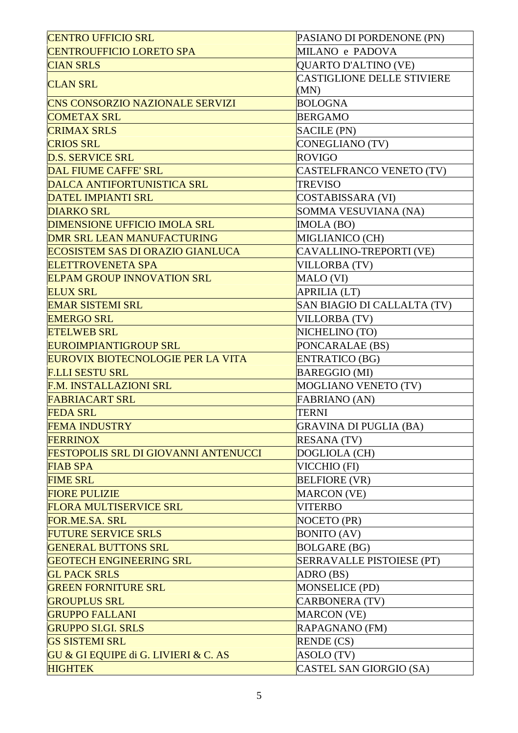| CENTRO UFFICIO SRL | PASIANO DI PORDENONE (PN) |
|---|---|
| CENTROUFFICIO LORETO SPA | MILANO e PADOVA |
| CIAN SRLS | QUARTO D'ALTINO (VE) |
| CLAN SRL | CASTIGLIONE DELLE STIVIERE (MN) |
| CNS CONSORZIO NAZIONALE SERVIZI | BOLOGNA |
| COMETAX SRL | BERGAMO |
| CRIMAX SRLS | SACILE (PN) |
| CRIOS SRL | CONEGLIANO (TV) |
| D.S. SERVICE SRL | ROVIGO |
| DAL FIUME CAFFE' SRL | CASTELFRANCO VENETO (TV) |
| DALCA ANTIFORTUNISTICA SRL | TREVISO |
| DATEL IMPIANTI SRL | COSTABISSARA (VI) |
| DIARKO SRL | SOMMA VESUVIANA (NA) |
| DIMENSIONE UFFICIO IMOLA SRL | IMOLA (BO) |
| DMR SRL LEAN MANUFACTURING | MIGLIANICO (CH) |
| ECOSISTEM SAS DI ORAZIO GIANLUCA | CAVALLINO-TREPORTI (VE) |
| ELETTROVENETA SPA | VILLORBA (TV) |
| ELPAM GROUP INNOVATION SRL | MALO (VI) |
| ELUX SRL | APRILIA (LT) |
| EMAR SISTEMI SRL | SAN BIAGIO DI CALLALTA (TV) |
| EMERGO SRL | VILLORBA (TV) |
| ETELWEB SRL | NICHELINO (TO) |
| EUROIMPIANTIGROUP SRL | PONCARALAE (BS) |
| EUROVIX BIOTECNOLOGIE PER LA VITA | ENTRATICO (BG) |
| F.LLI SESTU SRL | BAREGGIO (MI) |
| F.M. INSTALLAZIONI SRL | MOGLIANO VENETO (TV) |
| FABRIACART SRL | FABRIANO (AN) |
| FEDA SRL | TERNI |
| FEMA INDUSTRY | GRAVINA DI PUGLIA (BA) |
| FERRINOX | RESANA (TV) |
| FESTOPOLIS SRL DI GIOVANNI ANTENUCCI | DOGLIOLA (CH) |
| FIAB SPA | VICCHIO (FI) |
| FIME SRL | BELFIORE (VR) |
| FIORE PULIZIE | MARCON (VE) |
| FLORA MULTISERVICE SRL | VITERBO |
| FOR.ME.SA. SRL | NOCETO (PR) |
| FUTURE SERVICE SRLS | BONITO (AV) |
| GENERAL BUTTONS SRL | BOLGARE (BG) |
| GEOTECH ENGINEERING SRL | SERRAVALLE PISTOIESE (PT) |
| GL PACK SRLS | ADRO (BS) |
| GREEN FORNITURE SRL | MONSELICE (PD) |
| GROUPLUS SRL | CARBONERA (TV) |
| GRUPPO FALLANI | MARCON (VE) |
| GRUPPO SI.GI. SRLS | RAPAGNANO (FM) |
| GS SISTEMI SRL | RENDE (CS) |
| GU & GI EQUIPE di G. LIVIERI & C. AS | ASOLO (TV) |
| HIGHTEK | CASTEL SAN GIORGIO (SA) |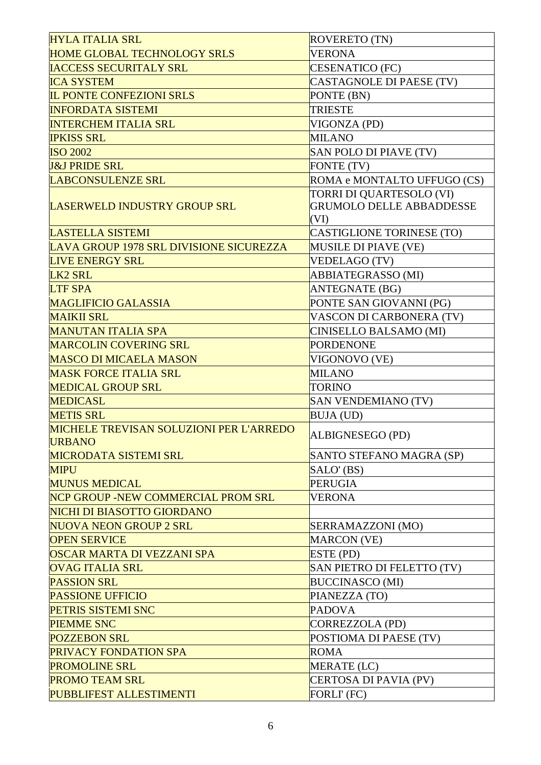| | |
|---|---|
| HYLA ITALIA SRL | ROVERETO (TN) |
| HOME GLOBAL TECHNOLOGY SRLS | VERONA |
| IACCESS SECURITALY SRL | CESENATICO (FC) |
| ICA SYSTEM | CASTAGNOLE DI PAESE (TV) |
| IL PONTE CONFEZIONI SRLS | PONTE (BN) |
| INFORDATA SISTEMI | TRIESTE |
| INTERCHEM ITALIA SRL | VIGONZA (PD) |
| IPKISS SRL | MILANO |
| ISO 2002 | SAN POLO DI PIAVE (TV) |
| J&J PRIDE SRL | FONTE (TV) |
| LABCONSULENZE SRL | ROMA e MONTALTO UFFUGO (CS) |
| LASERWELD INDUSTRY GROUP SRL | TORRI DI QUARTESOLO (VI) GRUMOLO DELLE ABBADDESSE (VI) |
| LASTELLA SISTEMI | CASTIGLIONE TORINESE (TO) |
| LAVA GROUP 1978 SRL DIVISIONE SICUREZZA | MUSILE DI PIAVE (VE) |
| LIVE ENERGY SRL | VEDELAGO (TV) |
| LK2 SRL | ABBIATEGRASSO (MI) |
| LTF SPA | ANTEGNATE (BG) |
| MAGLIFICIO GALASSIA | PONTE SAN GIOVANNI (PG) |
| MAIKII SRL | VASCON DI CARBONERA (TV) |
| MANUTAN ITALIA SPA | CINISELLO BALSAMO (MI) |
| MARCOLIN COVERING SRL | PORDENONE |
| MASCO DI MICAELA MASON | VIGONOVO (VE) |
| MASK FORCE ITALIA SRL | MILANO |
| MEDICAL GROUP SRL | TORINO |
| MEDICASL | SAN VENDEMIANO (TV) |
| METIS SRL | BUJA (UD) |
| MICHELE TREVISAN SOLUZIONI PER L'ARREDO URBANO | ALBIGNESEGO (PD) |
| MICRODATA SISTEMI SRL | SANTO STEFANO MAGRA (SP) |
| MIPU | SALO' (BS) |
| MUNUS MEDICAL | PERUGIA |
| NCP GROUP -NEW COMMERCIAL PROM SRL | VERONA |
| NICHI DI BIASOTTO GIORDANO | |
| NUOVA NEON GROUP 2 SRL | SERRAMAZZONI (MO) |
| OPEN SERVICE | MARCON (VE) |
| OSCAR MARTA DI VEZZANI SPA | ESTE (PD) |
| OVAG ITALIA SRL | SAN PIETRO DI FELETTO (TV) |
| PASSION SRL | BUCCINASCO (MI) |
| PASSIONE UFFICIO | PIANEZZA (TO) |
| PETRIS SISTEMI SNC | PADOVA |
| PIEMME SNC | CORREZZOLA (PD) |
| POZZEBON SRL | POSTIOMA DI PAESE (TV) |
| PRIVACY FONDATION SPA | ROMA |
| PROMOLINE SRL | MERATE (LC) |
| PROMO TEAM SRL | CERTOSA DI PAVIA (PV) |
| PUBBLIFEST ALLESTIMENTI | FORLI' (FC) |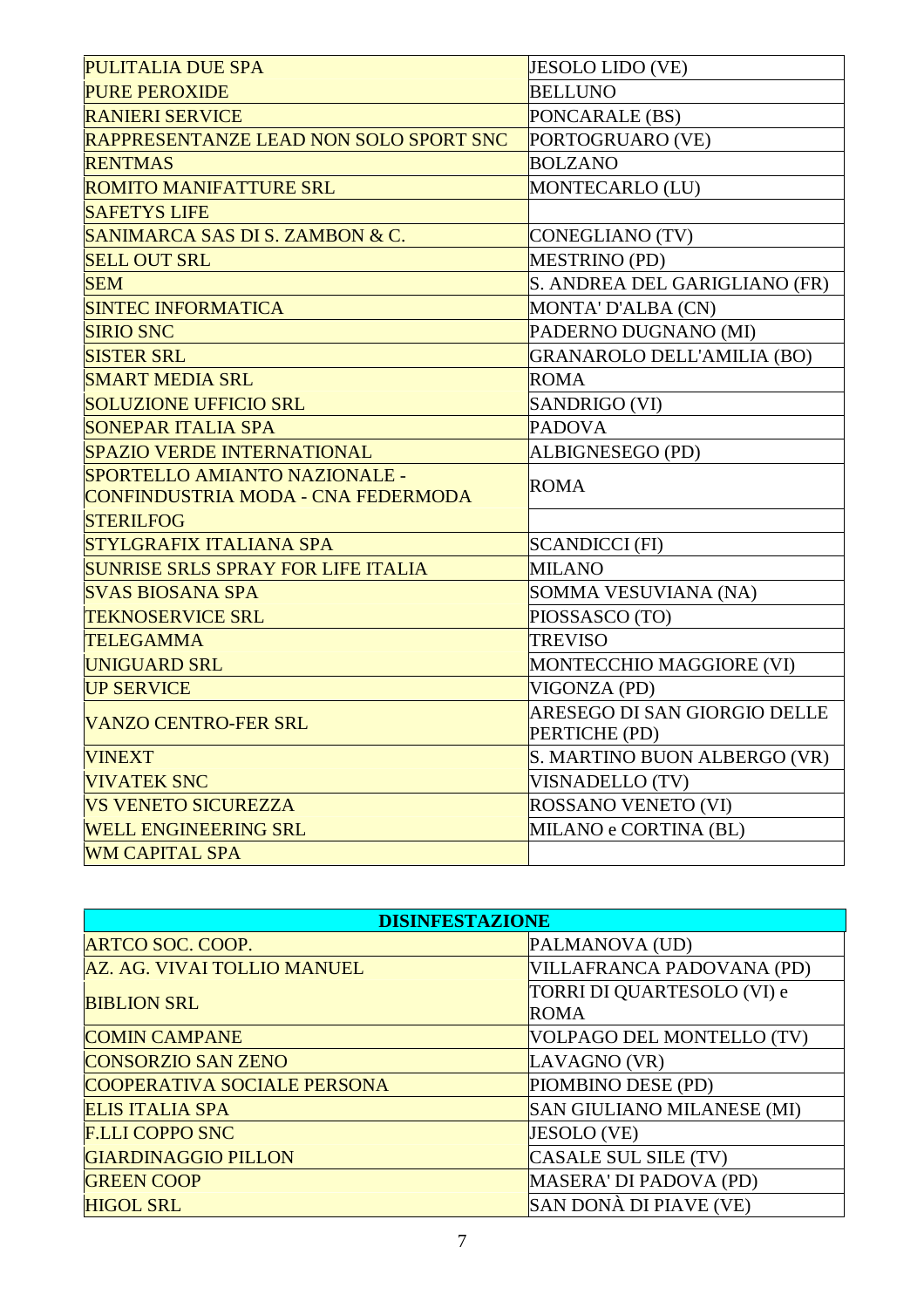| | |
|---|---|
| PULITALIA DUE SPA | JESOLO LIDO (VE) |
| PURE PEROXIDE | BELLUNO |
| RANIERI SERVICE | PONCARALE (BS) |
| RAPPRESENTANZE LEAD NON SOLO SPORT SNC | PORTOGRUARO (VE) |
| RENTMAS | BOLZANO |
| ROMITO MANIFATTURE SRL | MONTECARLO (LU) |
| SAFETYS LIFE | |
| SANIMARCA SAS DI S. ZAMBON & C. | CONEGLIANO (TV) |
| SELL OUT SRL | MESTRINO (PD) |
| SEM | S. ANDREA DEL GARIGLIANO (FR) |
| SINTEC INFORMATICA | MONTA' D'ALBA (CN) |
| SIRIO SNC | PADERNO DUGNANO (MI) |
| SISTER SRL | GRANAROLO DELL'AMILIA (BO) |
| SMART MEDIA SRL | ROMA |
| SOLUZIONE UFFICIO SRL | SANDRIGO (VI) |
| SONEPAR ITALIA SPA | PADOVA |
| SPAZIO VERDE INTERNATIONAL | ALBIGNESEGO (PD) |
| SPORTELLO AMIANTO NAZIONALE - CONFINDUSTRIA MODA - CNA FEDERMODA | ROMA |
| STERILFOG | |
| STYLGRAFIX ITALIANA SPA | SCANDICCI (FI) |
| SUNRISE SRLS SPRAY FOR LIFE ITALIA | MILANO |
| SVAS BIOSANA SPA | SOMMA VESUVIANA (NA) |
| TEKNOSERVICE SRL | PIOSSASCO (TO) |
| TELEGAMMA | TREVISO |
| UNIGUARD SRL | MONTECCHIO MAGGIORE (VI) |
| UP SERVICE | VIGONZA (PD) |
| VANZO CENTRO-FER SRL | ARESEGO DI SAN GIORGIO DELLE PERTICHE (PD) |
| VINEXT | S. MARTINO BUON ALBERGO (VR) |
| VIVATEK SNC | VISNADELLO (TV) |
| VS VENETO SICUREZZA | ROSSANO VENETO (VI) |
| WELL ENGINEERING SRL | MILANO e CORTINA (BL) |
| WM CAPITAL SPA | |

| **DISINFESTAZIONE** | |
|---|---|
| ARTCO SOC. COOP. | PALMANOVA (UD) |
| AZ. AG. VIVAI TOLLIO MANUEL | VILLAFRANCA PADOVANA (PD) |
| BIBLION SRL | TORRI DI QUARTESOLO (VI) e ROMA |
| COMIN CAMPANE | VOLPAGO DEL MONTELLO (TV) |
| CONSORZIO SAN ZENO | LAVAGNO (VR) |
| COOPERATIVA SOCIALE PERSONA | PIOMBINO DESE (PD) |
| ELIS ITALIA SPA | SAN GIULIANO MILANESE (MI) |
| F.LLI COPPO SNC | JESOLO (VE) |
| GIARDINAGGIO PILLON | CASALE SUL SILE (TV) |
| GREEN COOP | MASERA' DI PADOVA (PD) |
| HIGOL SRL | SAN DONÀ DI PIAVE (VE) |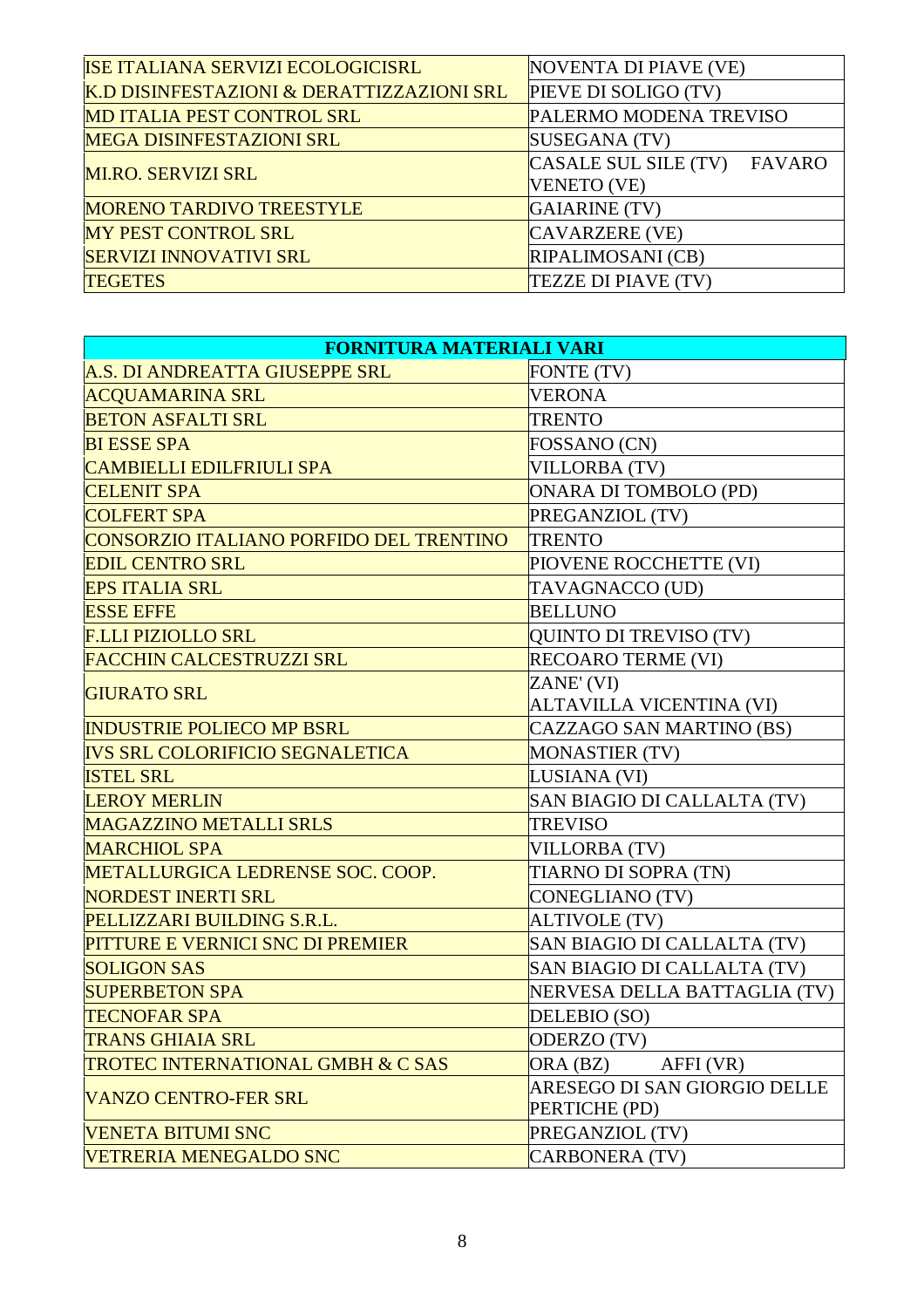| | |
|---|---|
| ISE ITALIANA SERVIZI ECOLOGICISRL | NOVENTA DI PIAVE (VE) |
| K.D DISINFESTAZIONI & DERATTIZZAZIONI SRL | PIEVE DI SOLIGO (TV) |
| MD ITALIA PEST CONTROL SRL | PALERMO MODENA TREVISO |
| MEGA DISINFESTAZIONI SRL | SUSEGANA (TV) |
| MI.RO. SERVIZI SRL | CASALE SUL SILE (TV) FAVARO VENETO (VE) |
| MORENO TARDIVO TREESTYLE | GAIARINE (TV) |
| MY PEST CONTROL SRL | CAVARZERE (VE) |
| SERVIZI INNOVATIVI SRL | RIPALIMOSANI (CB) |
| TEGETES | TEZZE DI PIAVE (TV) |

| FORNITURA MATERIALI VARI | |
|---|---|
| A.S. DI ANDREATTA GIUSEPPE SRL | FONTE (TV) |
| ACQUAMARINA SRL | VERONA |
| BETON ASFALTI SRL | TRENTO |
| BI ESSE SPA | FOSSANO (CN) |
| CAMBIELLI EDILFRIULI SPA | VILLORBA (TV) |
| CELENIT SPA | ONARA DI TOMBOLO (PD) |
| COLFERT SPA | PREGANZIOL (TV) |
| CONSORZIO ITALIANO PORFIDO DEL TRENTINO | TRENTO |
| EDIL CENTRO SRL | PIOVENE ROCCHETTE (VI) |
| EPS ITALIA SRL | TAVAGNACCO (UD) |
| ESSE EFFE | BELLUNO |
| F.LLI PIZIOLLO SRL | QUINTO DI TREVISO (TV) |
| FACCHIN CALCESTRUZZI SRL | RECOARO TERME (VI) |
| GIURATO SRL | ZANE' (VI) ALTAVILLA VICENTINA (VI) |
| INDUSTRIE POLIECO MP BSRL | CAZZAGO SAN MARTINO (BS) |
| IVS SRL COLORIFICIO SEGNALETICA | MONASTIER (TV) |
| ISTEL SRL | LUSIANA (VI) |
| LEROY MERLIN | SAN BIAGIO DI CALLALTA (TV) |
| MAGAZZINO METALLI SRLS | TREVISO |
| MARCHIOL SPA | VILLORBA (TV) |
| METALLURGICA LEDRENSE SOC. COOP. | TIARNO DI SOPRA (TN) |
| NORDEST INERTI SRL | CONEGLIANO (TV) |
| PELLIZZARI BUILDING S.R.L. | ALTIVOLE (TV) |
| PITTURE E VERNICI SNC DI PREMIER | SAN BIAGIO DI CALLALTA (TV) |
| SOLIGON SAS | SAN BIAGIO DI CALLALTA (TV) |
| SUPERBETON SPA | NERVESA DELLA BATTAGLIA (TV) |
| TECNOFAR SPA | DELEBIO (SO) |
| TRANS GHIAIA SRL | ODERZO (TV) |
| TROTEC INTERNATIONAL GMBH & C SAS | ORA (BZ) AFFI (VR) |
| VANZO CENTRO-FER SRL | ARESEGO DI SAN GIORGIO DELLE PERTICHE (PD) |
| VENETA BITUMI SNC | PREGANZIOL (TV) |
| VETRERIA MENEGALDO SNC | CARBONERA (TV) |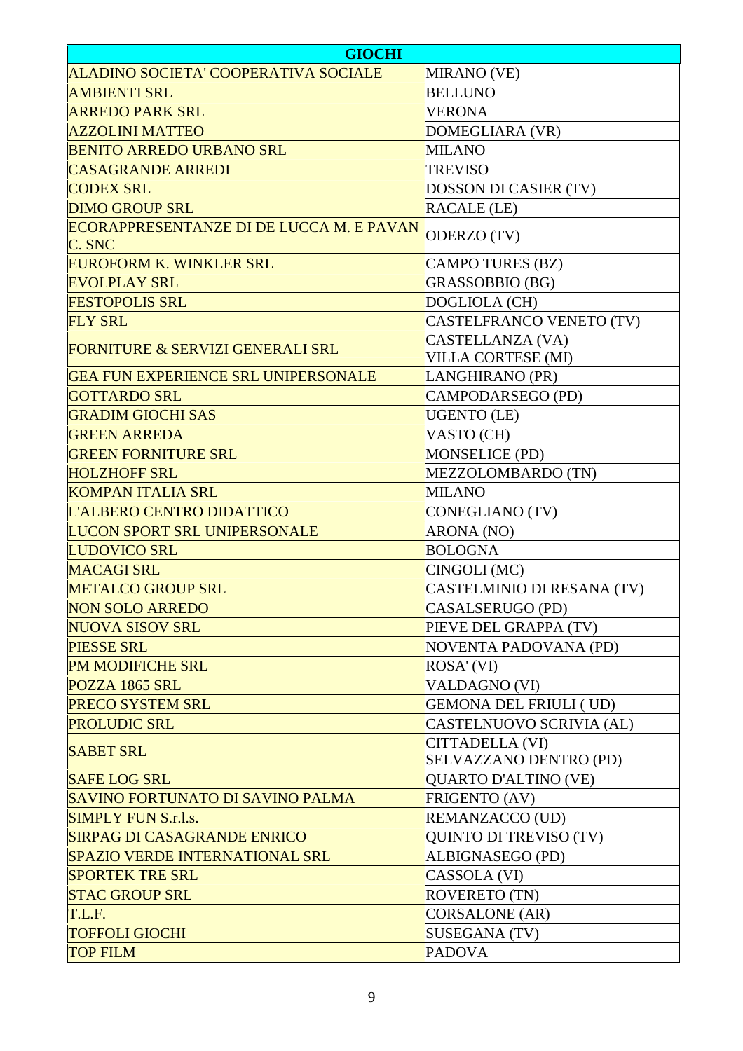| GIOCHI | |
|---|---|
| ALADINO SOCIETA' COOPERATIVA SOCIALE | MIRANO (VE) |
| AMBIENTI SRL | BELLUNO |
| ARREDO PARK SRL | VERONA |
| AZZOLINI MATTEO | DOMEGLIARA (VR) |
| BENITO ARREDO URBANO SRL | MILANO |
| CASAGRANDE ARREDI | TREVISO |
| CODEX SRL | DOSSON DI CASIER (TV) |
| DIMO GROUP SRL | RACALE (LE) |
| ECORAPPRESENTANZE DI DE LUCCA M. E PAVAN C. SNC | ODERZO (TV) |
| EUROFORM K. WINKLER SRL | CAMPO TURES (BZ) |
| EVOLPLAY SRL | GRASSOBBIO (BG) |
| FESTOPOLIS SRL | DOGLIOLA (CH) |
| FLY SRL | CASTELFRANCO VENETO (TV) |
| FORNITURE & SERVIZI GENERALI SRL | CASTELLANZA (VA)<br>VILLA CORTESE (MI) |
| GEA FUN EXPERIENCE SRL UNIPERSONALE | LANGHIRANO (PR) |
| GOTTARDO SRL | CAMPODARSEGO (PD) |
| GRADIM GIOCHI SAS | UGENTO (LE) |
| GREEN ARREDA | VASTO (CH) |
| GREEN FORNITURE SRL | MONSELICE (PD) |
| HOLZHOFF SRL | MEZZOLOMBARDO (TN) |
| KOMPAN ITALIA SRL | MILANO |
| L'ALBERO CENTRO DIDATTICO | CONEGLIANO (TV) |
| LUCON SPORT SRL UNIPERSONALE | ARONA (NO) |
| LUDOVICO SRL | BOLOGNA |
| MACAGI SRL | CINGOLI (MC) |
| METALCO GROUP SRL | CASTELMINIO DI RESANA (TV) |
| NON SOLO ARREDO | CASALSERUGO (PD) |
| NUOVA SISOV SRL | PIEVE DEL GRAPPA (TV) |
| PIESSE SRL | NOVENTA PADOVANA (PD) |
| PM MODIFICHE SRL | ROSA' (VI) |
| POZZA 1865 SRL | VALDAGNO (VI) |
| PRECO SYSTEM SRL | GEMONA DEL FRIULI ( UD) |
| PROLUDIC SRL | CASTELNUOVO SCRIVIA (AL) |
| SABET SRL | CITTADELLA (VI)<br>SELVAZZANO DENTRO (PD) |
| SAFE LOG SRL | QUARTO D'ALTINO (VE) |
| SAVINO FORTUNATO DI SAVINO PALMA | FRIGENTO (AV) |
| SIMPLY FUN S.r.l.s. | REMANZACCO (UD) |
| SIRPAG DI CASAGRANDE ENRICO | QUINTO DI TREVISO (TV) |
| SPAZIO VERDE INTERNATIONAL SRL | ALBIGNASEGO (PD) |
| SPORTEK TRE SRL | CASSOLA (VI) |
| STAC GROUP SRL | ROVERETO (TN) |
| T.L.F. | CORSALONE (AR) |
| TOFFOLI GIOCHI | SUSEGANA (TV) |
| TOP FILM | PADOVA |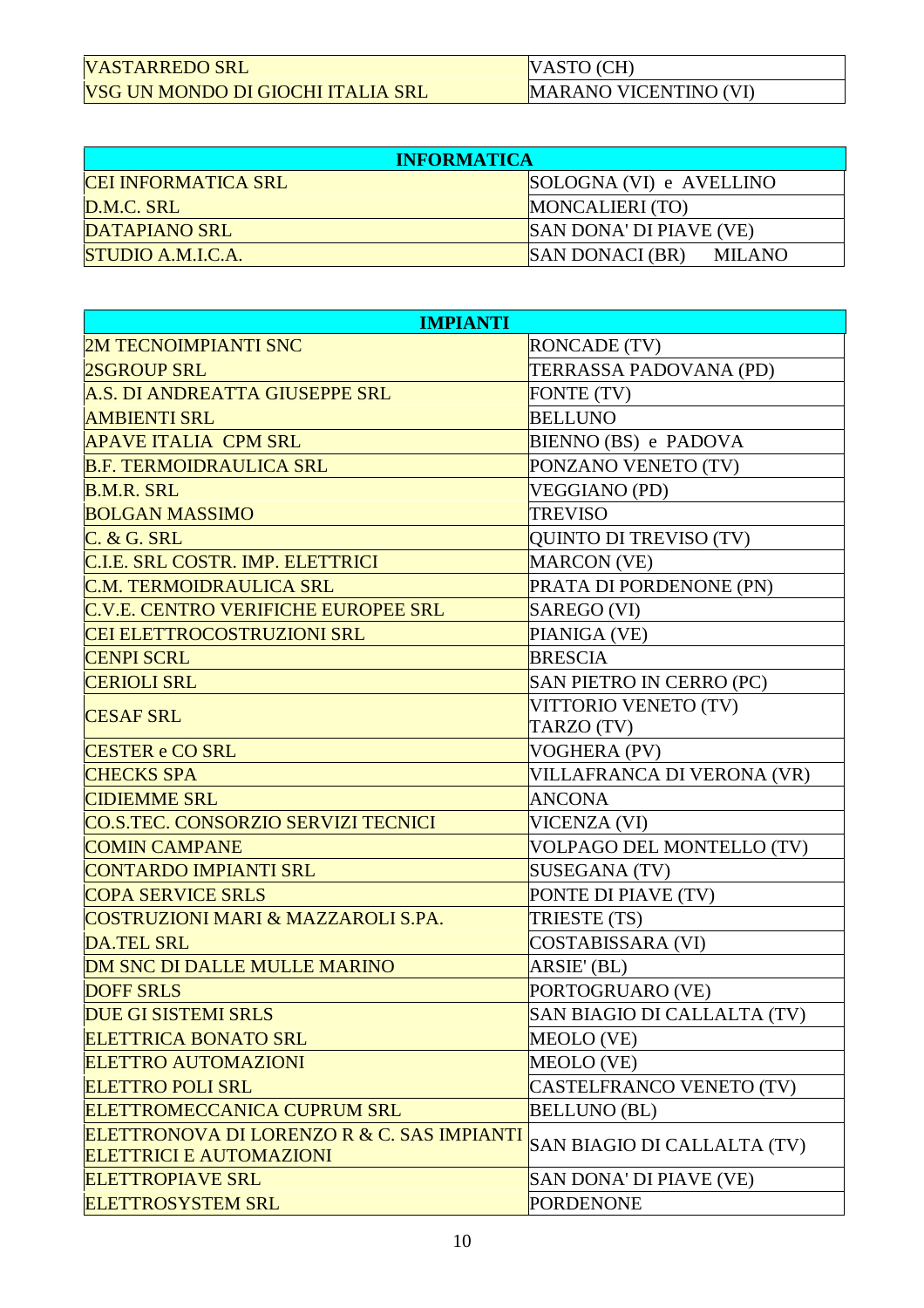| | |
|---|---|
| VASTARREDO SRL | VASTO (CH) |
| VSG UN MONDO DI GIOCHI ITALIA SRL | MARANO VICENTINO (VI) |

| INFORMATICA | |
|---|---|
| CEI INFORMATICA SRL | SOLOGNA (VI) e AVELLINO |
| D.M.C. SRL | MONCALIERI (TO) |
| DATAPIANO SRL | SAN DONA' DI PIAVE (VE) |
| STUDIO A.M.I.C.A. | SAN DONACI (BR) MILANO |

| IMPIANTI | |
|---|---|
| 2M TECNOIMPIANTI SNC | RONCADE (TV) |
| 2SGROUP SRL | TERRASSA PADOVANA (PD) |
| A.S. DI ANDREATTA GIUSEPPE SRL | FONTE (TV) |
| AMBIENTI SRL | BELLUNO |
| APAVE ITALIA CPM SRL | BIENNO (BS) e PADOVA |
| B.F. TERMOIDRAULICA SRL | PONZANO VENETO (TV) |
| B.M.R. SRL | VEGGIANO (PD) |
| BOLGAN MASSIMO | TREVISO |
| C. & G. SRL | QUINTO DI TREVISO (TV) |
| C.I.E. SRL COSTR. IMP. ELETTRICI | MARCON (VE) |
| C.M. TERMOIDRAULICA SRL | PRATA DI PORDENONE (PN) |
| C.V.E. CENTRO VERIFICHE EUROPEE SRL | SAREGO (VI) |
| CEI ELETTROCOSTRUZIONI SRL | PIANIGA (VE) |
| CENPI SCRL | BRESCIA |
| CERIOLI SRL | SAN PIETRO IN CERRO (PC) |
| CESAF SRL | VITTORIO VENETO (TV) TARZO (TV) |
| CESTER e CO SRL | VOGHERA (PV) |
| CHECKS SPA | VILLAFRANCA DI VERONA (VR) |
| CIDIEMME SRL | ANCONA |
| CO.S.TEC. CONSORZIO SERVIZI TECNICI | VICENZA (VI) |
| COMIN CAMPANE | VOLPAGO DEL MONTELLO (TV) |
| CONTARDO IMPIANTI SRL | SUSEGANA (TV) |
| COPA SERVICE SRLS | PONTE DI PIAVE (TV) |
| COSTRUZIONI MARI & MAZZAROLI S.P.A. | TRIESTE (TS) |
| DA.TEL SRL | COSTABISSARA (VI) |
| DM SNC DI DALLE MULLE MARINO | ARSIE' (BL) |
| DOFF SRLS | PORTOGRUARO (VE) |
| DUE GI SISTEMI SRLS | SAN BIAGIO DI CALLALTA (TV) |
| ELETTRICA BONATO SRL | MEOLO (VE) |
| ELETTRO AUTOMAZIONI | MEOLO (VE) |
| ELETTRO POLI SRL | CASTELFRANCO VENETO (TV) |
| ELETTROMECCANICA CUPRUM SRL | BELLUNO (BL) |
| ELETTRONOVA DI LORENZO R & C. SAS IMPIANTI ELETTRICI E AUTOMAZIONI | SAN BIAGIO DI CALLALTA (TV) |
| ELETTROPIAVE SRL | SAN DONA' DI PIAVE (VE) |
| ELETTROSYSTEM SRL | PORDENONE |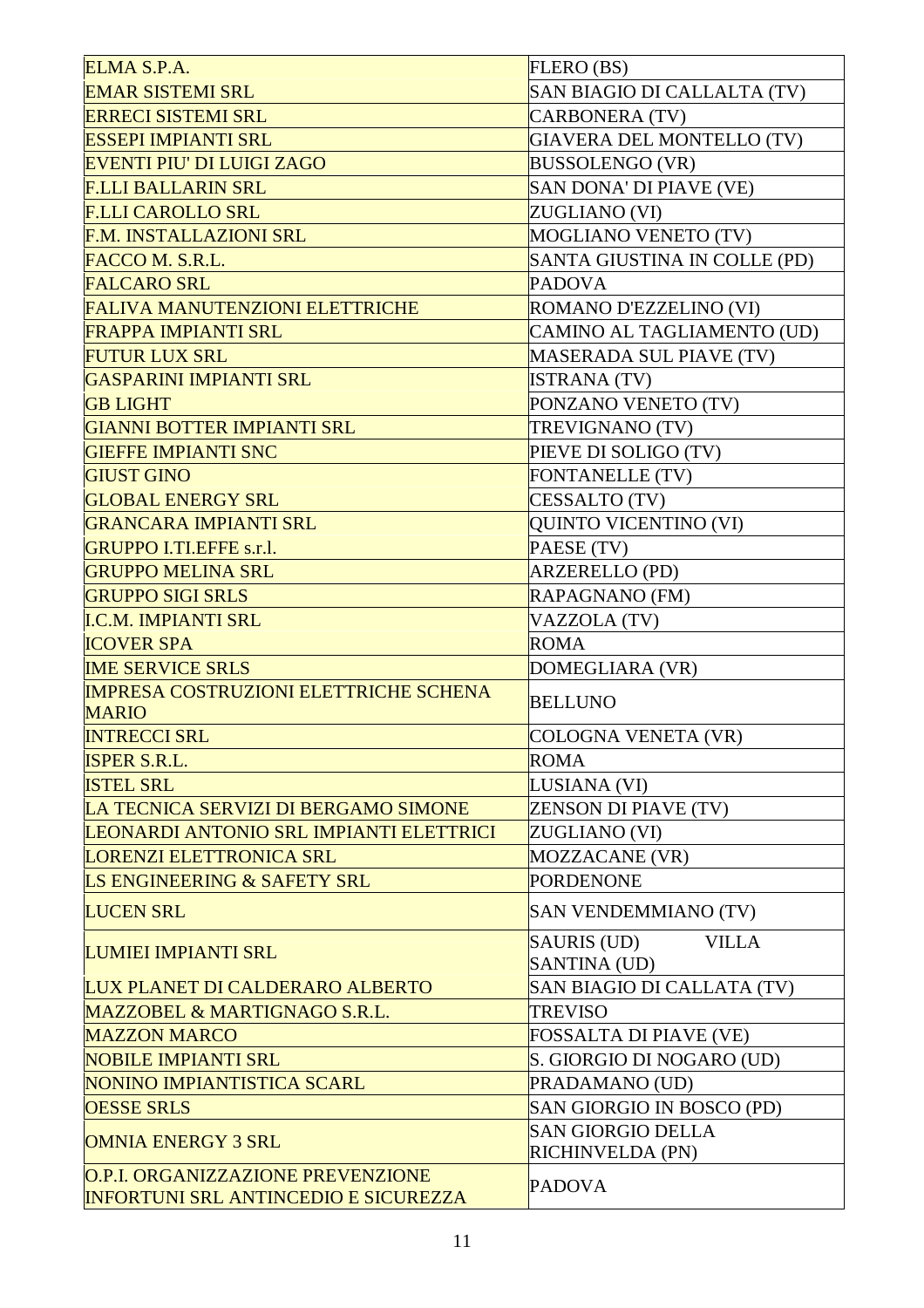| | |
|---|---|
| ELMA S.P.A. | FLERO (BS) |
| EMAR SISTEMI SRL | SAN BIAGIO DI CALLALTA (TV) |
| ERRECI SISTEMI SRL | CARBONERA (TV) |
| ESSEPI IMPIANTI SRL | GIAVERA DEL MONTELLO (TV) |
| EVENTI PIU' DI LUIGI ZAGO | BUSSOLENGO (VR) |
| F.LLI BALLARIN SRL | SAN DONA' DI PIAVE (VE) |
| F.LLI CAROLLO SRL | ZUGLIANO (VI) |
| F.M. INSTALLAZIONI SRL | MOGLIANO VENETO (TV) |
| FACCO M. S.R.L. | SANTA GIUSTINA IN COLLE (PD) |
| FALCARO SRL | PADOVA |
| FALIVA MANUTENZIONI ELETTRICHE | ROMANO D'EZZELINO (VI) |
| FRAPPA IMPIANTI SRL | CAMINO AL TAGLIAMENTO (UD) |
| FUTUR LUX SRL | MASERADA SUL PIAVE (TV) |
| GASPARINI IMPIANTI SRL | ISTRANA (TV) |
| GB LIGHT | PONZANO VENETO (TV) |
| GIANNI BOTTER IMPIANTI SRL | TREVIGNANO (TV) |
| GIEFFE IMPIANTI SNC | PIEVE DI SOLIGO (TV) |
| GIUST GINO | FONTANELLE (TV) |
| GLOBAL ENERGY SRL | CESSALTO (TV) |
| GRANCARA IMPIANTI SRL | QUINTO VICENTINO (VI) |
| GRUPPO I.TI.EFFE s.r.l. | PAESE (TV) |
| GRUPPO MELINA SRL | ARZERELLO (PD) |
| GRUPPO SIGI SRLS | RAPAGNANO (FM) |
| I.C.M. IMPIANTI SRL | VAZZOLA (TV) |
| ICOVER SPA | ROMA |
| IME SERVICE SRLS | DOMEGLIARA (VR) |
| IMPRESA COSTRUZIONI ELETTRICHE SCHENA MARIO | BELLUNO |
| INTRECCI SRL | COLOGNA VENETA (VR) |
| ISPER S.R.L. | ROMA |
| ISTEL SRL | LUSIANA (VI) |
| LA TECNICA SERVIZI DI BERGAMO SIMONE | ZENSON DI PIAVE (TV) |
| LEONARDI ANTONIO SRL IMPIANTI ELETTRICI | ZUGLIANO (VI) |
| LORENZI ELETTRONICA SRL | MOZZACANE (VR) |
| LS ENGINEERING & SAFETY SRL | PORDENONE |
| LUCEN SRL | SAN VENDEMMIANO (TV) |
| LUMIEI IMPIANTI SRL | SAURIS (UD) VILLA SANTINA (UD) |
| LUX PLANET DI CALDERARO ALBERTO | SAN BIAGIO DI CALLATA (TV) |
| MAZZOBEL & MARTIGNAGO S.R.L. | TREVISO |
| MAZZON MARCO | FOSSALTA DI PIAVE (VE) |
| NOBILE IMPIANTI SRL | S. GIORGIO DI NOGARO (UD) |
| NONINO IMPIANTISTICA SCARL | PRADAMANO (UD) |
| OESSE SRLS | SAN GIORGIO IN BOSCO (PD) |
| OMNIA ENERGY 3 SRL | SAN GIORGIO DELLA RICHINVELDA (PN) |
| O.P.I. ORGANIZZAZIONE PREVENZIONE INFORTUNI SRL ANTINCEDIO E SICUREZZA | PADOVA |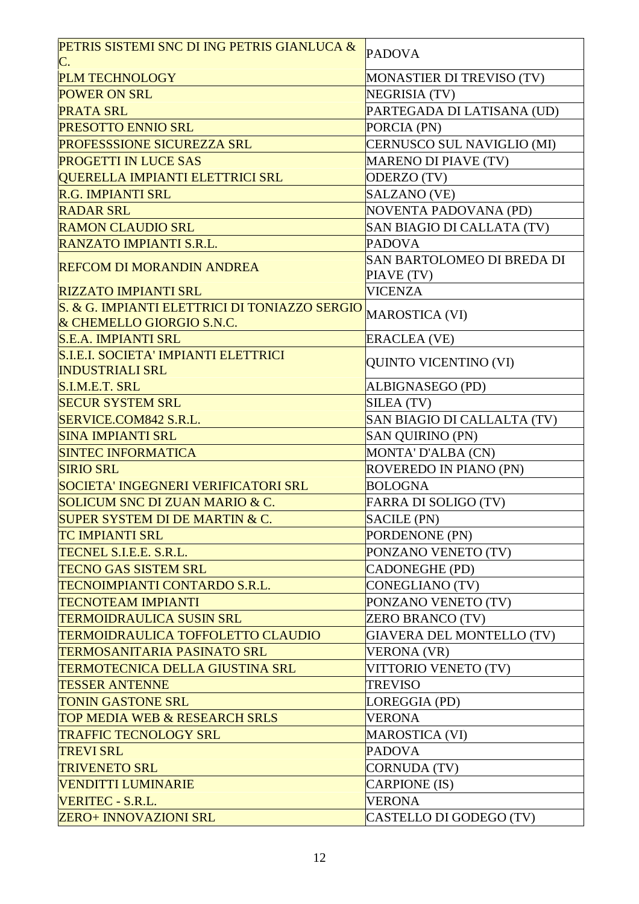| | |
|---|---|
| PETRIS SISTEMI SNC DI ING PETRIS GIANLUCA & C. | PADOVA |
| PLM TECHNOLOGY | MONASTIER DI TREVISO (TV) |
| POWER ON SRL | NEGRISIA (TV) |
| PRATA SRL | PARTEGADA DI LATISANA (UD) |
| PRESOTTO ENNIO SRL | PORCIA (PN) |
| PROFESSSIONE SICUREZZA SRL | CERNUSCO SUL NAVIGLIO (MI) |
| PROGETTI IN LUCE SAS | MARENO DI PIAVE (TV) |
| QUERELLA IMPIANTI ELETTRICI SRL | ODERZO (TV) |
| R.G. IMPIANTI SRL | SALZANO (VE) |
| RADAR SRL | NOVENTA PADOVANA (PD) |
| RAMON CLAUDIO SRL | SAN BIAGIO DI CALLATA (TV) |
| RANZATO IMPIANTI S.R.L. | PADOVA |
| REFCOM DI MORANDIN ANDREA | SAN BARTOLOMEO DI BREDA DI PIAVE (TV) |
| RIZZATO IMPIANTI SRL | VICENZA |
| S. & G. IMPIANTI ELETTRICI DI TONIAZZO SERGIO & CHEMELLO GIORGIO S.N.C. | MAROSTICA (VI) |
| S.E.A. IMPIANTI SRL | ERACLEA (VE) |
| S.I.E.I. SOCIETA' IMPIANTI ELETTRICI INDUSTRIALI SRL | QUINTO VICENTINO (VI) |
| S.I.M.E.T. SRL | ALBIGNASEGO (PD) |
| SECUR SYSTEM SRL | SILEA (TV) |
| SERVICE.COM842 S.R.L. | SAN BIAGIO DI CALLALTA (TV) |
| SINA IMPIANTI SRL | SAN QUIRINO (PN) |
| SINTEC INFORMATICA | MONTA' D'ALBA (CN) |
| SIRIO SRL | ROVEREDO IN PIANO (PN) |
| SOCIETA' INGEGNERI VERIFICATORI SRL | BOLOGNA |
| SOLICUM SNC DI ZUAN MARIO & C. | FARRA DI SOLIGO (TV) |
| SUPER SYSTEM DI DE MARTIN & C. | SACILE (PN) |
| TC IMPIANTI SRL | PORDENONE (PN) |
| TECNEL S.I.E.E. S.R.L. | PONZANO VENETO (TV) |
| TECNO GAS SISTEM SRL | CADONEGHE (PD) |
| TECNOIMPIANTI CONTARDO S.R.L. | CONEGLIANO (TV) |
| TECNOTEAM IMPIANTI | PONZANO VENETO (TV) |
| TERMOIDRAULICA SUSIN SRL | ZERO BRANCO (TV) |
| TERMOIDRAULICA TOFFOLETTO CLAUDIO | GIAVERA DEL MONTELLO (TV) |
| TERMOSANITARIA PASINATO SRL | VERONA (VR) |
| TERMOTECNICA DELLA GIUSTINA SRL | VITTORIO VENETO (TV) |
| TESSER ANTENNE | TREVISO |
| TONIN GASTONE SRL | LOREGGIA (PD) |
| TOP MEDIA WEB & RESEARCH SRLS | VERONA |
| TRAFFIC TECNOLOGY SRL | MAROSTICA (VI) |
| TREVI SRL | PADOVA |
| TRIVENETO SRL | CORNUDA (TV) |
| VENDITTI LUMINARIE | CARPIONE (IS) |
| VERITEC - S.R.L. | VERONA |
| ZERO+ INNOVAZIONI SRL | CASTELLO DI GODEGO (TV) |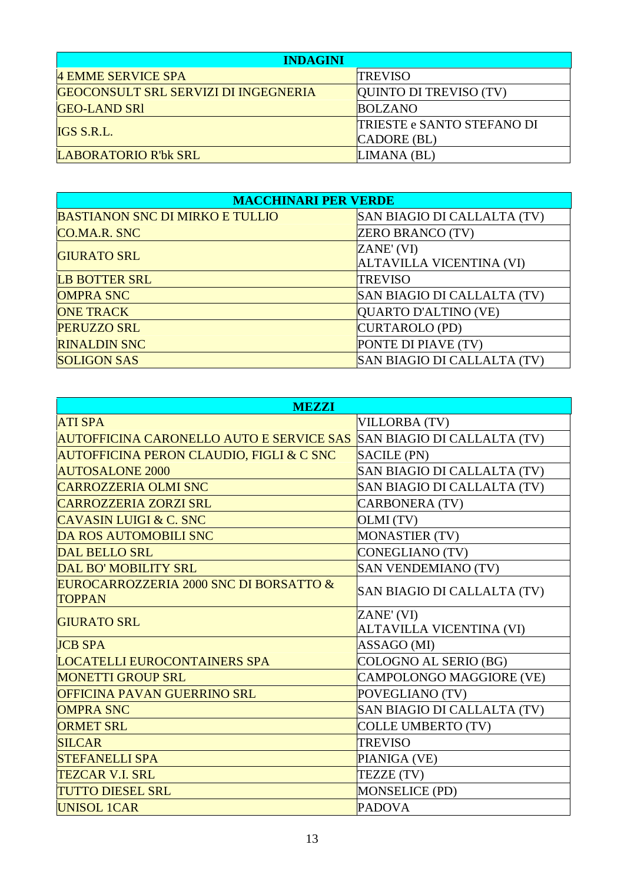| INDAGINI | |
|---|---|
| 4 EMME SERVICE SPA | TREVISO |
| GEOCONSULT SRL SERVIZI DI INGEGNERIA | QUINTO DI TREVISO (TV) |
| GEO-LAND SRl | BOLZANO |
| IGS S.R.L. | TRIESTE e SANTO STEFANO DI CADORE (BL) |
| LABORATORIO R'bk SRL | LIMANA (BL) |

| MACCHINARI PER VERDE | |
|---|---|
| BASTIANON SNC DI MIRKO E TULLIO | SAN BIAGIO DI CALLALTA (TV) |
| CO.MA.R. SNC | ZERO BRANCO (TV) |
| GIURATO SRL | ZANE' (VI) ALTAVILLA VICENTINA (VI) |
| LB BOTTER SRL | TREVISO |
| OMPRA SNC | SAN BIAGIO DI CALLALTA (TV) |
| ONE TRACK | QUARTO D'ALTINO (VE) |
| PERUZZO SRL | CURTAROLO (PD) |
| RINALDIN SNC | PONTE DI PIAVE (TV) |
| SOLIGON SAS | SAN BIAGIO DI CALLALTA (TV) |

| MEZZI | |
|---|---|
| ATI SPA | VILLORBA (TV) |
| AUTOFFICINA CARONELLO AUTO E SERVICE SAS | SAN BIAGIO DI CALLALTA (TV) |
| AUTOFFICINA PERON CLAUDIO, FIGLI & C SNC | SACILE (PN) |
| AUTOSALONE 2000 | SAN BIAGIO DI CALLALTA (TV) |
| CARROZZERIA OLMI SNC | SAN BIAGIO DI CALLALTA (TV) |
| CARROZZERIA ZORZI SRL | CARBONERA (TV) |
| CAVASIN LUIGI & C. SNC | OLMI (TV) |
| DA ROS AUTOMOBILI SNC | MONASTIER (TV) |
| DAL BELLO SRL | CONEGLIANO (TV) |
| DAL BO' MOBILITY SRL | SAN VENDEMIANO (TV) |
| EUROCARROZZERIA 2000 SNC DI BORSATTO & TOPPAN | SAN BIAGIO DI CALLALTA (TV) |
| GIURATO SRL | ZANE' (VI) ALTAVILLA VICENTINA (VI) |
| JCB SPA | ASSAGO (MI) |
| LOCATELLI EUROCONTAINERS SPA | COLOGNO AL SERIO (BG) |
| MONETTI GROUP SRL | CAMPOLONGO MAGGIORE (VE) |
| OFFICINA PAVAN GUERRINO SRL | POVEGLIANO (TV) |
| OMPRA SNC | SAN BIAGIO DI CALLALTA (TV) |
| ORMET SRL | COLLE UMBERTO (TV) |
| SILCAR | TREVISO |
| STEFANELLI SPA | PIANIGA (VE) |
| TEZCAR V.I. SRL | TEZZE (TV) |
| TUTTO DIESEL SRL | MONSELICE (PD) |
| UNISOL 1CAR | PADOVA |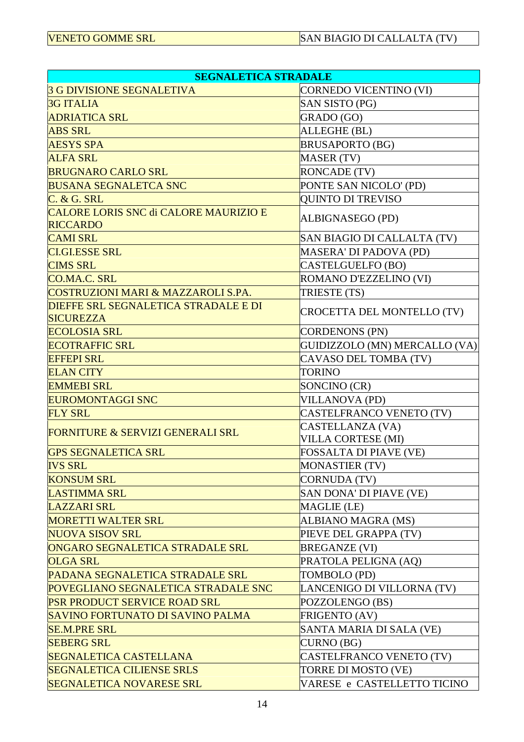| VENETO GOMME SRL | SAN BIAGIO DI CALLALTA (TV) |
|---|---|

| SEGNALETICA STRADALE | |
|---|---|
| 3 G DIVISIONE SEGNALETIVA | CORNEDO VICENTINO (VI) |
| 3G ITALIA | SAN SISTO (PG) |
| ADRIATICA SRL | GRADO (GO) |
| ABS SRL | ALLEGHE (BL) |
| AESYS SPA | BRUSAPORTO (BG) |
| ALFA SRL | MASER (TV) |
| BRUGNARO CARLO SRL | RONCADE (TV) |
| BUSANA SEGNALETCA SNC | PONTE SAN NICOLO' (PD) |
| C. & G. SRL | QUINTO DI TREVISO |
| CALORE LORIS SNC di CALORE MAURIZIO E RICCARDO | ALBIGNASEGO (PD) |
| CAMI SRL | SAN BIAGIO DI CALLALTA (TV) |
| CI.GI.ESSE SRL | MASERA' DI PADOVA (PD) |
| CIMS SRL | CASTELGUELFO (BO) |
| CO.MA.C. SRL | ROMANO D'EZZELINO (VI) |
| COSTRUZIONI MARI & MAZZAROLI S.PA. | TRIESTE (TS) |
| DIEFFE SRL SEGNALETICA STRADALE E DI SICUREZZA | CROCETTA DEL MONTELLO (TV) |
| ECOLOSIA SRL | CORDENONS (PN) |
| ECOTRAFFIC SRL | GUIDIZZOLO (MN) MERCALLO (VA) |
| EFFEPI SRL | CAVASO DEL TOMBA (TV) |
| ELAN CITY | TORINO |
| EMMEBI SRL | SONCINO (CR) |
| EUROMONTAGGI SNC | VILLANOVA (PD) |
| FLY SRL | CASTELFRANCO VENETO (TV) |
| FORNITURE & SERVIZI GENERALI SRL | CASTELLANZA (VA) VILLA CORTESE (MI) |
| GPS SEGNALETICA SRL | FOSSALTA DI PIAVE (VE) |
| IVS SRL | MONASTIER (TV) |
| KONSUM SRL | CORNUDA (TV) |
| LASTIMMA SRL | SAN DONA' DI PIAVE (VE) |
| LAZZARI SRL | MAGLIE (LE) |
| MORETTI WALTER SRL | ALBIANO MAGRA (MS) |
| NUOVA SISOV SRL | PIEVE DEL GRAPPA (TV) |
| ONGARO SEGNALETICA STRADALE SRL | BREGANZE (VI) |
| OLGA SRL | PRATOLA PELIGNA (AQ) |
| PADANA SEGNALETICA STRADALE SRL | TOMBOLO (PD) |
| POVEGLIANO SEGNALETICA STRADALE SNC | LANCENIGO DI VILLORNA (TV) |
| PSR PRODUCT SERVICE ROAD SRL | POZZOLENGO (BS) |
| SAVINO FORTUNATO DI SAVINO PALMA | FRIGENTO (AV) |
| SE.M.PRE SRL | SANTA MARIA DI SALA (VE) |
| SEBERG SRL | CURNO (BG) |
| SEGNALETICA CASTELLANA | CASTELFRANCO VENETO (TV) |
| SEGNALETICA CILIENSE SRLS | TORRE DI MOSTO (VE) |
| SEGNALETICA NOVARESE SRL | VARESE e CASTELLETTO TICINO |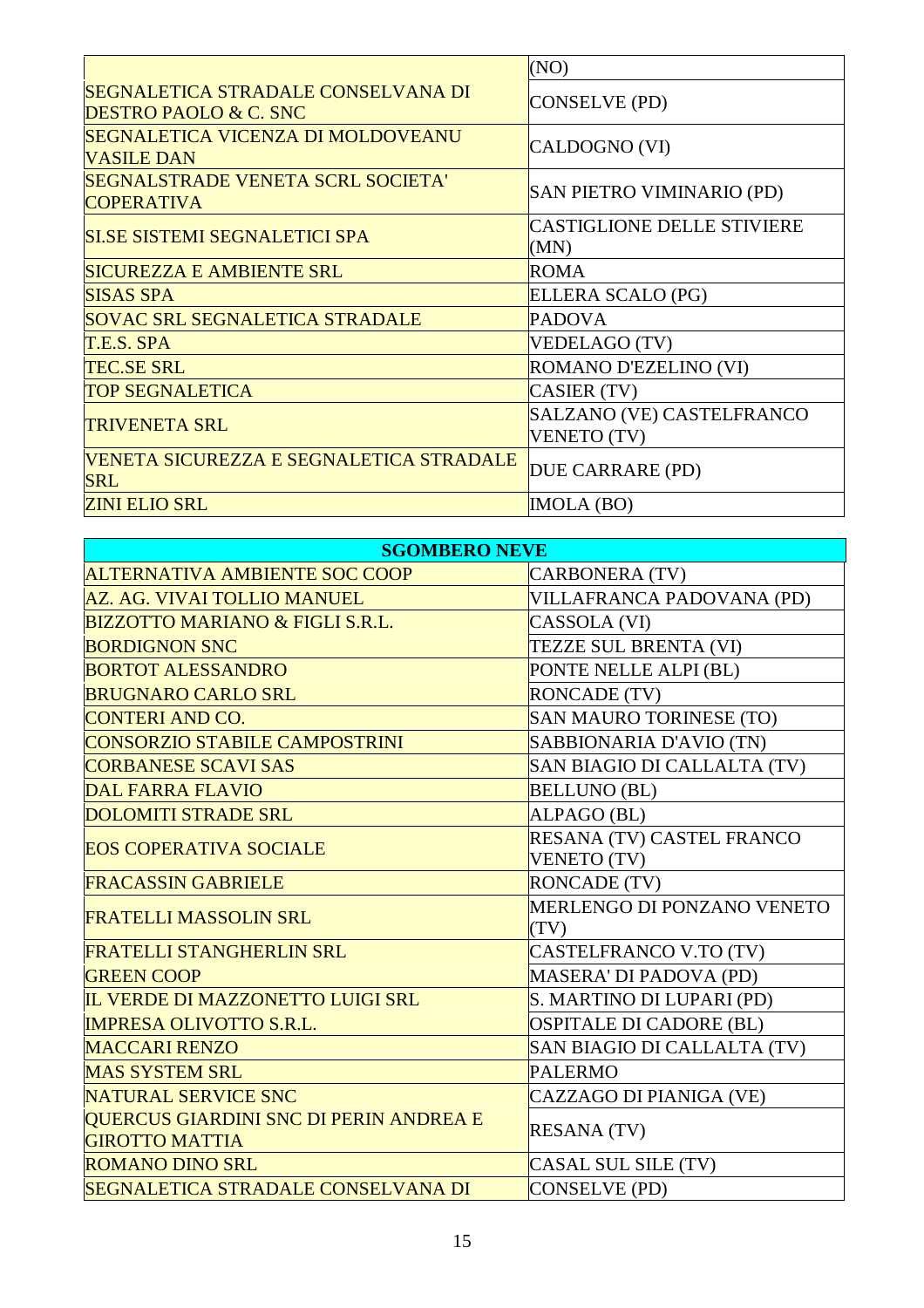| | |
|---|---|
| | (NO) |
| SEGNALETICA STRADALE CONSELVANA DI DESTRO PAOLO & C. SNC | CONSELVE (PD) |
| SEGNALETICA VICENZA DI MOLDOVEANU VASILE DAN | CALDOGNO (VI) |
| SEGNALSTRADE VENETA SCRL SOCIETA' COPERATIVA | SAN PIETRO VIMINARIO (PD) |
| SI.SE SISTEMI SEGNALETICI SPA | CASTIGLIONE DELLE STIVIERE (MN) |
| SICUREZZA E AMBIENTE SRL | ROMA |
| SISAS SPA | ELLERA SCALO (PG) |
| SOVAC SRL SEGNALETICA STRADALE | PADOVA |
| T.E.S. SPA | VEDELAGO (TV) |
| TEC.SE SRL | ROMANO D'EZELINO (VI) |
| TOP SEGNALETICA | CASIER (TV) |
| TRIVENETA SRL | SALZANO (VE) CASTELFRANCO VENETO (TV) |
| VENETA SICUREZZA E SEGNALETICA STRADALE SRL | DUE CARRARE (PD) |
| ZINI ELIO SRL | IMOLA (BO) |

| SGOMBERO NEVE | |
|---|---|
| ALTERNATIVA AMBIENTE SOC COOP | CARBONERA (TV) |
| AZ. AG. VIVAI TOLLIO MANUEL | VILLAFRANCA PADOVANA (PD) |
| BIZZOTTO MARIANO & FIGLI S.R.L. | CASSOLA (VI) |
| BORDIGNON SNC | TEZZE SUL BRENTA (VI) |
| BORTOT ALESSANDRO | PONTE NELLE ALPI (BL) |
| BRUGNARO CARLO SRL | RONCADE (TV) |
| CONTERI AND CO. | SAN MAURO TORINESE (TO) |
| CONSORZIO STABILE CAMPOSTRINI | SABBIONARIA D'AVIO (TN) |
| CORBANESE SCAVI SAS | SAN BIAGIO DI CALLALTA (TV) |
| DAL FARRA FLAVIO | BELLUNO (BL) |
| DOLOMITI STRADE SRL | ALPAGO (BL) |
| EOS COPERATIVA SOCIALE | RESANA (TV) CASTEL FRANCO VENETO (TV) |
| FRACASSIN GABRIELE | RONCADE (TV) |
| FRATELLI MASSOLIN SRL | MERLENGO DI PONZANO VENETO (TV) |
| FRATELLI STANGHERLIN SRL | CASTELFRANCO V.TO (TV) |
| GREEN COOP | MASERA' DI PADOVA (PD) |
| IL VERDE DI MAZZONETTO LUIGI SRL | S. MARTINO DI LUPARI (PD) |
| IMPRESA OLIVOTTO S.R.L. | OSPITALE DI CADORE (BL) |
| MACCARI RENZO | SAN BIAGIO DI CALLALTA (TV) |
| MAS SYSTEM SRL | PALERMO |
| NATURAL SERVICE SNC | CAZZAGO DI PIANIGA (VE) |
| QUERCUS GIARDINI SNC DI PERIN ANDREA E GIROTTO MATTIA | RESANA (TV) |
| ROMANO DINO SRL | CASAL SUL SILE (TV) |
| SEGNALETICA STRADALE CONSELVANA DI | CONSELVE (PD) |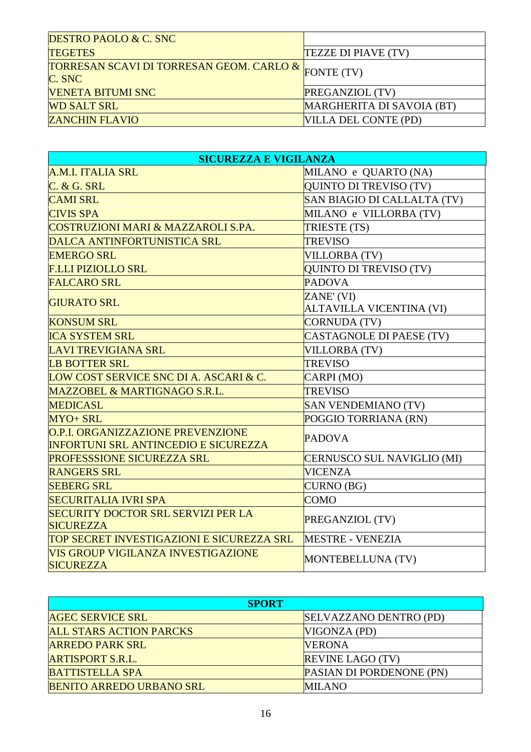| | |
|---|---|
| DESTRO PAOLO & C. SNC | |
| TEGETES | TEZZE DI PIAVE (TV) |
| TORRESAN SCAVI DI TORRESAN GEOM. CARLO & C. SNC | FONTE (TV) |
| VENETA BITUMI SNC | PREGANZIOL (TV) |
| WD SALT SRL | MARGHERITA DI SAVOIA (BT) |
| ZANCHIN FLAVIO | VILLA DEL CONTE (PD) |

| SICUREZZA E VIGILANZA | |
|---|---|
| A.M.I. ITALIA SRL | MILANO e QUARTO (NA) |
| C. & G. SRL | QUINTO DI TREVISO (TV) |
| CAMI SRL | SAN BIAGIO DI CALLALTA (TV) |
| CIVIS SPA | MILANO e VILLORBA (TV) |
| COSTRUZIONI MARI & MAZZAROLI S.P.A. | TRIESTE (TS) |
| DALCA ANTINFORTUNISTICA SRL | TREVISO |
| EMERGO SRL | VILLORBA (TV) |
| F.LLI PIZIOLLO SRL | QUINTO DI TREVISO (TV) |
| FALCARO SRL | PADOVA |
| GIURATO SRL | ZANE' (VI) ALTAVILLA VICENTINA (VI) |
| KONSUM SRL | CORNUDA (TV) |
| ICA SYSTEM SRL | CASTAGNOLE DI PAESE (TV) |
| LAVI TREVIGIANA SRL | VILLORBA (TV) |
| LB BOTTER SRL | TREVISO |
| LOW COST SERVICE SNC DI A. ASCARI & C. | CARPI (MO) |
| MAZZOBEL & MARTIGNAGO S.R.L. | TREVISO |
| MEDICASL | SAN VENDEMIANO (TV) |
| MYO+ SRL | POGGIO TORRIANA (RN) |
| O.P.I. ORGANIZZAZIONE PREVENZIONE INFORTUNI SRL ANTINCEDIO E SICUREZZA | PADOVA |
| PROFESSSIONE SICUREZZA SRL | CERNUSCO SUL NAVIGLIO (MI) |
| RANGERS SRL | VICENZA |
| SEBERG SRL | CURNO (BG) |
| SECURITALIA IVRI SPA | COMO |
| SECURITY DOCTOR SRL SERVIZI PER LA SICUREZZA | PREGANZIOL (TV) |
| TOP SECRET INVESTIGAZIONI E SICUREZZA SRL | MESTRE - VENEZIA |
| VIS GROUP VIGILANZA INVESTIGAZIONE SICUREZZA | MONTEBELLUNA (TV) |

| SPORT | |
|---|---|
| AGEC SERVICE SRL | SELVAZZANO DENTRO (PD) |
| ALL STARS ACTION PARCKS | VIGONZA (PD) |
| ARREDO PARK SRL | VERONA |
| ARTISPORT S.R.L. | REVINE LAGO (TV) |
| BATTISTELLA SPA | PASIAN DI PORDENONE (PN) |
| BENITO ARREDO URBANO SRL | MILANO |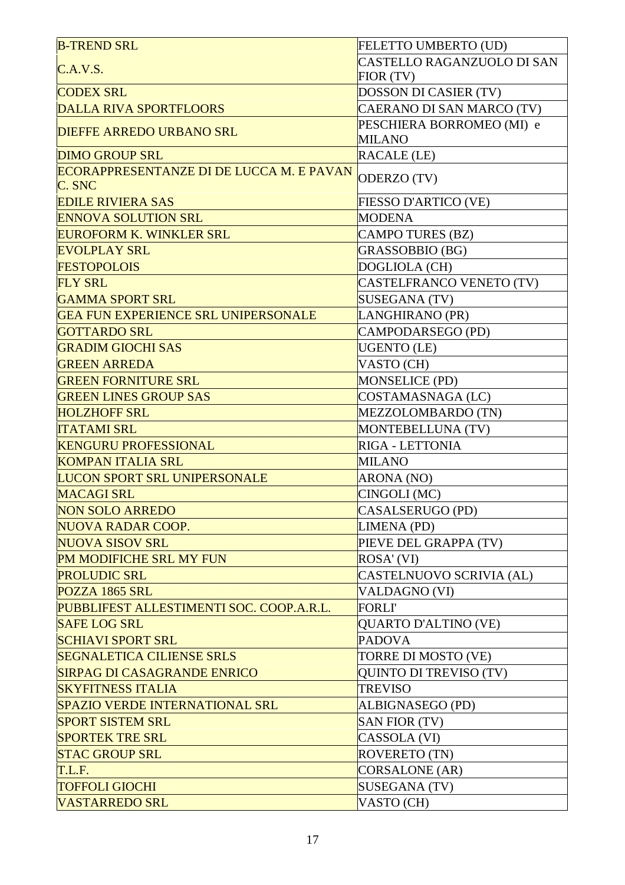| | |
|---|---|
| B-TREND SRL | FELETTO UMBERTO (UD) |
| C.A.V.S. | CASTELLO RAGANZUOLO DI SAN FIOR (TV) |
| CODEX SRL | DOSSON DI CASIER (TV) |
| DALLA RIVA SPORTFLOORS | CAERANO DI SAN MARCO (TV) |
| DIEFFE ARREDO URBANO SRL | PESCHIERA BORROMEO (MI) e MILANO |
| DIMO GROUP SRL | RACALE (LE) |
| ECORAPPRESENTANZE DI DE LUCCA M. E PAVAN C. SNC | ODERZO (TV) |
| EDILE RIVIERA SAS | FIESSO D'ARTICO (VE) |
| ENNOVA SOLUTION SRL | MODENA |
| EUROFORM K. WINKLER SRL | CAMPO TURES (BZ) |
| EVOLPLAY SRL | GRASSOBBIO (BG) |
| FESTOPOLOIS | DOGLIOLA (CH) |
| FLY SRL | CASTELFRANCO VENETO (TV) |
| GAMMA SPORT SRL | SUSEGANA (TV) |
| GEA FUN EXPERIENCE SRL UNIPERSONALE | LANGHIRANO (PR) |
| GOTTARDO SRL | CAMPODARSEGO (PD) |
| GRADIM GIOCHI SAS | UGENTO (LE) |
| GREEN ARREDA | VASTO (CH) |
| GREEN FORNITURE SRL | MONSELICE (PD) |
| GREEN LINES GROUP SAS | COSTAMASNAGA (LC) |
| HOLZHOFF SRL | MEZZOLOMBARDO (TN) |
| ITATAMI SRL | MONTEBELLUNA (TV) |
| KENGURU PROFESSIONAL | RIGA - LETTONIA |
| KOMPAN ITALIA SRL | MILANO |
| LUCON SPORT SRL UNIPERSONALE | ARONA (NO) |
| MACAGI SRL | CINGOLI (MC) |
| NON SOLO ARREDO | CASALSERUGO (PD) |
| NUOVA RADAR COOP. | LIMENA (PD) |
| NUOVA SISOV SRL | PIEVE DEL GRAPPA (TV) |
| PM MODIFICHE SRL MY FUN | ROSA' (VI) |
| PROLUDIC SRL | CASTELNUOVO SCRIVIA (AL) |
| POZZA 1865 SRL | VALDAGNO (VI) |
| PUBBLIFEST ALLESTIMENTI SOC. COOP.A.R.L. | FORLI' |
| SAFE LOG SRL | QUARTO D'ALTINO (VE) |
| SCHIAVI SPORT SRL | PADOVA |
| SEGNALETICA CILIENSE SRLS | TORRE DI MOSTO (VE) |
| SIRPAG DI CASAGRANDE ENRICO | QUINTO DI TREVISO (TV) |
| SKYFITNESS ITALIA | TREVISO |
| SPAZIO VERDE INTERNATIONAL SRL | ALBIGNASEGO (PD) |
| SPORT SISTEM SRL | SAN FIOR (TV) |
| SPORTEK TRE SRL | CASSOLA (VI) |
| STAC GROUP SRL | ROVERETO (TN) |
| T.L.F. | CORSALONE (AR) |
| TOFFOLI GIOCHI | SUSEGANA (TV) |
| VASTARREDO SRL | VASTO (CH) |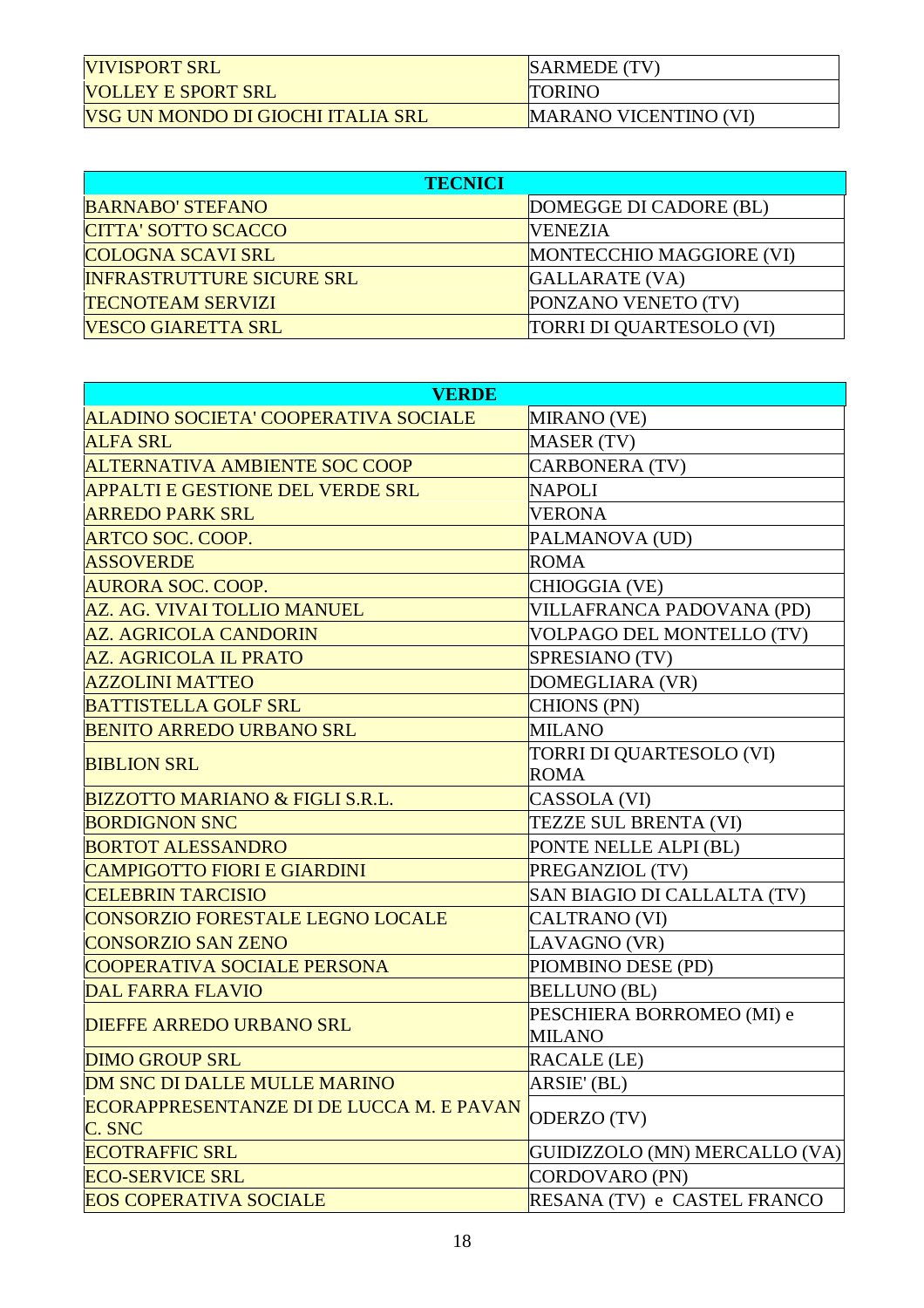| | |
|---|---|
| VIVISPORT SRL | SARMEDE (TV) |
| VOLLEY E SPORT SRL | TORINO |
| VSG UN MONDO DI GIOCHI ITALIA SRL | MARANO VICENTINO (VI) |

| **TECNICI** | |
|---|---|
| BARNABO' STEFANO | DOMEGGE DI CADORE (BL) |
| CITTA' SOTTO SCACCO | VENEZIA |
| COLOGNA SCAVI SRL | MONTECCHIO MAGGIORE (VI) |
| INFRASTRUTTURE SICURE SRL | GALLARATE (VA) |
| TECNOTEAM SERVIZI | PONZANO VENETO (TV) |
| VESCO GIARETTA SRL | TORRI DI QUARTESOLO (VI) |

| **VERDE** | |
|---|---|
| ALADINO SOCIETA' COOPERATIVA SOCIALE | MIRANO (VE) |
| ALFA SRL | MASER (TV) |
| ALTERNATIVA AMBIENTE SOC COOP | CARBONERA (TV) |
| APPALTI E GESTIONE DEL VERDE SRL | NAPOLI |
| ARREDO PARK SRL | VERONA |
| ARTCO SOC. COOP. | PALMANOVA (UD) |
| ASSOVERDE | ROMA |
| AURORA SOC. COOP. | CHIOGGIA (VE) |
| AZ. AG. VIVAI TOLLIO MANUEL | VILLAFRANCA PADOVANA (PD) |
| AZ. AGRICOLA CANDORIN | VOLPAGO DEL MONTELLO (TV) |
| AZ. AGRICOLA IL PRATO | SPRESIANO (TV) |
| AZZOLINI MATTEO | DOMEGLIARA (VR) |
| BATTISTELLA GOLF SRL | CHIONS (PN) |
| BENITO ARREDO URBANO SRL | MILANO |
| BIBLION SRL | TORRI DI QUARTESOLO (VI) ROMA |
| BIZZOTTO MARIANO & FIGLI S.R.L. | CASSOLA (VI) |
| BORDIGNON SNC | TEZZE SUL BRENTA (VI) |
| BORTOT ALESSANDRO | PONTE NELLE ALPI (BL) |
| CAMPIGOTTO FIORI E GIARDINI | PREGANZIOL (TV) |
| CELEBRIN TARCISIO | SAN BIAGIO DI CALLALTA (TV) |
| CONSORZIO FORESTALE LEGNO LOCALE | CALTRANO (VI) |
| CONSORZIO SAN ZENO | LAVAGNO (VR) |
| COOPERATIVA SOCIALE PERSONA | PIOMBINO DESE (PD) |
| DAL FARRA FLAVIO | BELLUNO (BL) |
| DIEFFE ARREDO URBANO SRL | PESCHIERA BORROMEO (MI) e MILANO |
| DIMO GROUP SRL | RACALE (LE) |
| DM SNC DI DALLE MULLE MARINO | ARSIE' (BL) |
| ECORAPPRESENTANZE DI DE LUCCA M. E PAVAN C. SNC | ODERZO (TV) |
| ECOTRAFFIC SRL | GUIDIZZOLO (MN) MERCALLO (VA) |
| ECO-SERVICE SRL | CORDOVARO (PN) |
| EOS COPERATIVA SOCIALE | RESANA (TV) e CASTEL FRANCO |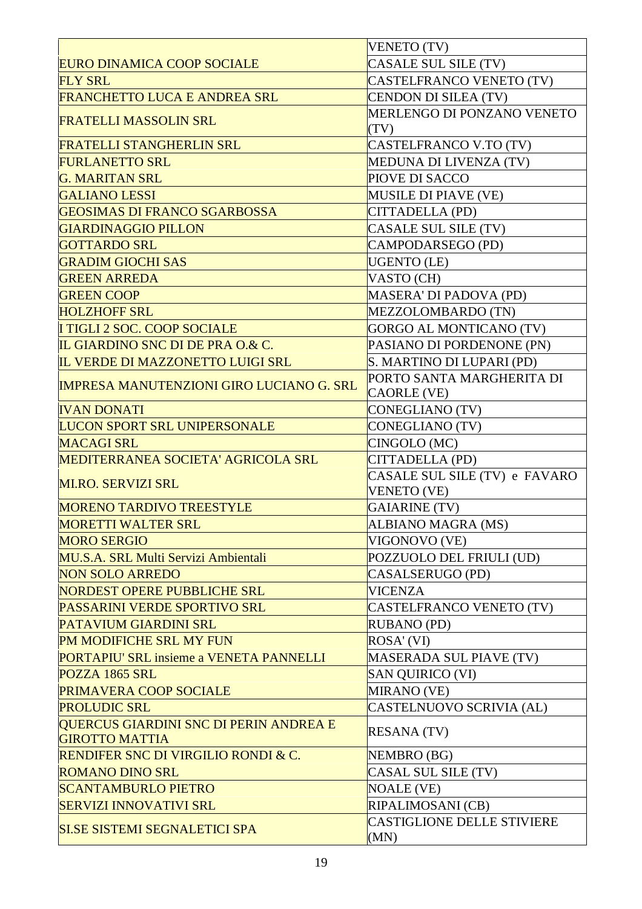| | |
|---|---|
| | VENETO (TV) |
| EURO DINAMICA COOP SOCIALE | CASALE SUL SILE (TV) |
| FLY SRL | CASTELFRANCO VENETO (TV) |
| FRANCHETTO LUCA E ANDREA SRL | CENDON DI SILEA (TV) |
| FRATELLI MASSOLIN SRL | MERLENGO DI PONZANO VENETO (TV) |
| FRATELLI STANGHERLIN SRL | CASTELFRANCO V.TO (TV) |
| FURLANETTO SRL | MEDUNA DI LIVENZA (TV) |
| G. MARITAN SRL | PIOVE DI SACCO |
| GALIANO LESSI | MUSILE DI PIAVE (VE) |
| GEOSIMAS DI FRANCO SGARBOSSA | CITTADELLA (PD) |
| GIARDINAGGIO PILLON | CASALE SUL SILE (TV) |
| GOTTARDO SRL | CAMPODARSEGO (PD) |
| GRADIM GIOCHI SAS | UGENTO (LE) |
| GREEN ARREDA | VASTO (CH) |
| GREEN COOP | MASERA' DI PADOVA (PD) |
| HOLZHOFF SRL | MEZZOLOMBARDO (TN) |
| I TIGLI 2 SOC. COOP SOCIALE | GORGO AL MONTICANO (TV) |
| IL GIARDINO SNC DI DE PRA O.& C. | PASIANO DI PORDENONE (PN) |
| IL VERDE DI MAZZONETTO LUIGI SRL | S. MARTINO DI LUPARI (PD) |
| IMPRESA MANUTENZIONI GIRO LUCIANO G. SRL | PORTO SANTA MARGHERITA DI CAORLE (VE) |
| IVAN DONATI | CONEGLIANO (TV) |
| LUCON SPORT SRL UNIPERSONALE | CONEGLIANO (TV) |
| MACAGI SRL | CINGOLO (MC) |
| MEDITERRANEA SOCIETA' AGRICOLA SRL | CITTADELLA (PD) |
| MI.RO. SERVIZI SRL | CASALE SUL SILE (TV) e FAVARO VENETO (VE) |
| MORENO TARDIVO TREESTYLE | GAIARINE (TV) |
| MORETTI WALTER SRL | ALBIANO MAGRA (MS) |
| MORO SERGIO | VIGONOVO (VE) |
| MU.S.A. SRL Multi Servizi Ambientali | POZZUOLO DEL FRIULI (UD) |
| NON SOLO ARREDO | CASALSERUGO (PD) |
| NORDEST OPERE PUBBLICHE SRL | VICENZA |
| PASSARINI VERDE SPORTIVO SRL | CASTELFRANCO VENETO (TV) |
| PATAVIUM GIARDINI SRL | RUBANO (PD) |
| PM MODIFICHE SRL MY FUN | ROSA' (VI) |
| PORTAPIU' SRL insieme a VENETA PANNELLI | MASERADA SUL PIAVE (TV) |
| POZZA 1865 SRL | SAN QUIRICO (VI) |
| PRIMAVERA COOP SOCIALE | MIRANO (VE) |
| PROLUDIC SRL | CASTELNUOVO SCRIVIA (AL) |
| QUERCUS GIARDINI SNC DI PERIN ANDREA E GIROTTO MATTIA | RESANA (TV) |
| RENDIFER SNC DI VIRGILIO RONDI & C. | NEMBRO (BG) |
| ROMANO DINO SRL | CASAL SUL SILE (TV) |
| SCANTAMBURLO PIETRO | NOALE (VE) |
| SERVIZI INNOVATIVI SRL | RIPALIMOSANI (CB) |
| SI.SE SISTEMI SEGNALETICI SPA | CASTIGLIONE DELLE STIVIERE (MN) |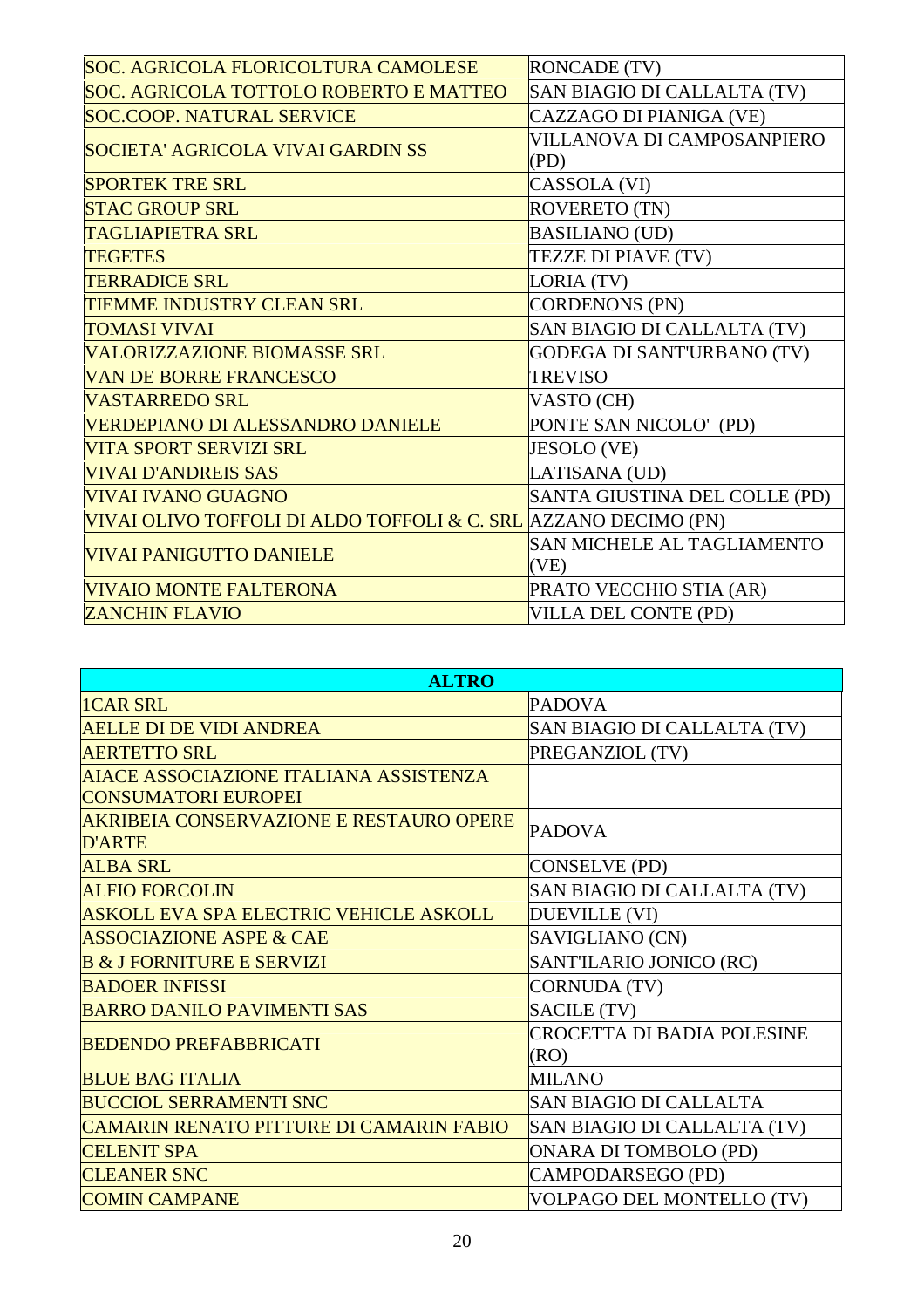| | |
|---|---|
| SOC. AGRICOLA FLORICOLTURA CAMOLESE | RONCADE (TV) |
| SOC. AGRICOLA TOTTOLO ROBERTO E MATTEO | SAN BIAGIO DI CALLALTA (TV) |
| SOC.COOP. NATURAL SERVICE | CAZZAGO DI PIANIGA (VE) |
| SOCIETA' AGRICOLA VIVAI GARDIN SS | VILLANOVA DI CAMPOSANPIERO (PD) |
| SPORTEK TRE SRL | CASSOLA (VI) |
| STAC GROUP SRL | ROVERETO (TN) |
| TAGLIAPIETRA SRL | BASILIANO (UD) |
| TEGETES | TEZZE DI PIAVE (TV) |
| TERRADICE SRL | LORIA (TV) |
| TIEMME INDUSTRY CLEAN SRL | CORDENONS (PN) |
| TOMASI VIVAI | SAN BIAGIO DI CALLALTA (TV) |
| VALORIZZAZIONE BIOMASSE SRL | GODEGA DI SANT'URBANO (TV) |
| VAN DE BORRE FRANCESCO | TREVISO |
| VASTARREDO SRL | VASTO (CH) |
| VERDEPIANO DI ALESSANDRO DANIELE | PONTE SAN NICOLO' (PD) |
| VITA SPORT SERVIZI SRL | JESOLO (VE) |
| VIVAI D'ANDREIS SAS | LATISANA (UD) |
| VIVAI IVANO GUAGNO | SANTA GIUSTINA DEL COLLE (PD) |
| VIVAI OLIVO TOFFOLI DI ALDO TOFFOLI & C. SRL | AZZANO DECIMO (PN) |
| VIVAI PANIGUTTO DANIELE | SAN MICHELE AL TAGLIAMENTO (VE) |
| VIVAIO MONTE FALTERONA | PRATO VECCHIO STIA (AR) |
| ZANCHIN FLAVIO | VILLA DEL CONTE (PD) |

| ALTRO | |
|---|---|
| 1CAR SRL | PADOVA |
| AELLE DI DE VIDI ANDREA | SAN BIAGIO DI CALLALTA (TV) |
| AERTETTO SRL | PREGANZIOL (TV) |
| AIACE ASSOCIAZIONE ITALIANA ASSISTENZA CONSUMATORI EUROPEI | |
| AKRIBEIA CONSERVAZIONE E RESTAURO OPERE D'ARTE | PADOVA |
| ALBA SRL | CONSELVE (PD) |
| ALFIO FORCOLIN | SAN BIAGIO DI CALLALTA (TV) |
| ASKOLL EVA SPA ELECTRIC VEHICLE ASKOLL | DUEVILLE (VI) |
| ASSOCIAZIONE ASPE & CAE | SAVIGLIANO (CN) |
| B & J FORNITURE E SERVIZI | SANT'ILARIO JONICO (RC) |
| BADOER INFISSI | CORNUDA (TV) |
| BARRO DANILO PAVIMENTI SAS | SACILE (TV) |
| BEDENDO PREFABBRICATI | CROCETTA DI BADIA POLESINE (RO) |
| BLUE BAG ITALIA | MILANO |
| BUCCIOL SERRAMENTI SNC | SAN BIAGIO DI CALLALTA |
| CAMARIN RENATO PITTURE DI CAMARIN FABIO | SAN BIAGIO DI CALLALTA (TV) |
| CELENIT SPA | ONARA DI TOMBOLO (PD) |
| CLEANER SNC | CAMPODARSEGO (PD) |
| COMIN CAMPANE | VOLPAGO DEL MONTELLO (TV) |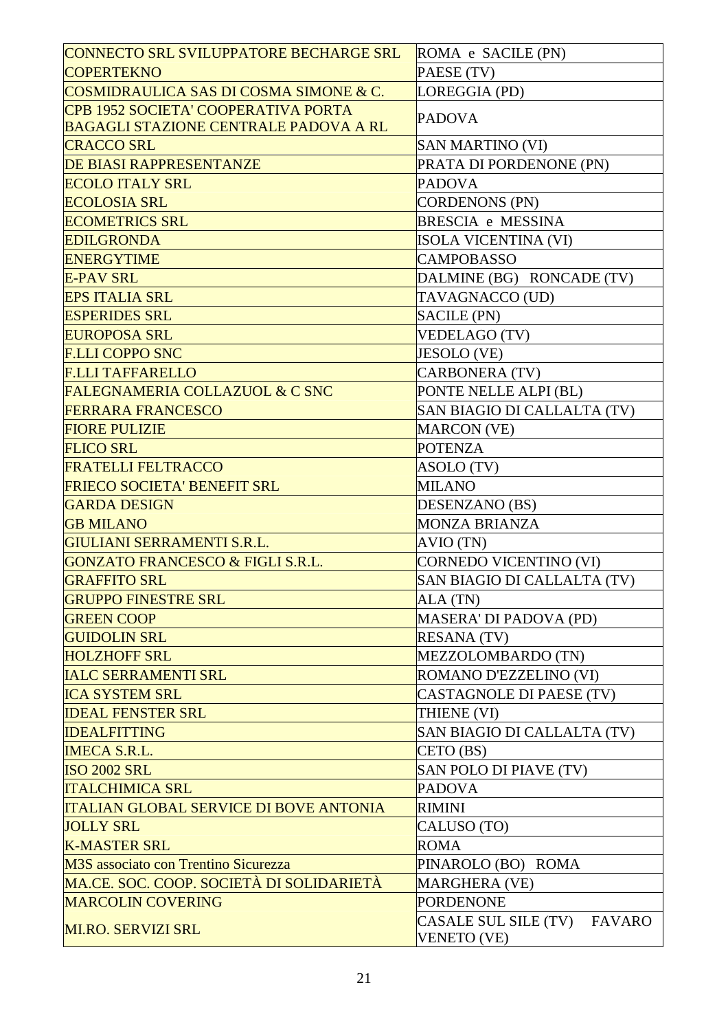| | |
|---|---|
| CONNECTO SRL SVILUPPATORE BECHARGE SRL | ROMA e SACILE (PN) |
| COPERTEKNO | PAESE (TV) |
| COSMIDRAULICA SAS DI COSMA SIMONE & C. | LOREGGIA (PD) |
| CPB 1952 SOCIETA' COOPERATIVA PORTA BAGAGLI STAZIONE CENTRALE PADOVA A RL | PADOVA |
| CRACCO SRL | SAN MARTINO (VI) |
| DE BIASI RAPPRESENTANZE | PRATA DI PORDENONE (PN) |
| ECOLO ITALY SRL | PADOVA |
| ECOLOSIA SRL | CORDENONS (PN) |
| ECOMETRICS SRL | BRESCIA e MESSINA |
| EDILGRONDA | ISOLA VICENTINA (VI) |
| ENERGYTIME | CAMPOBASSO |
| E-PAV SRL | DALMINE (BG) RONCADE (TV) |
| EPS ITALIA SRL | TAVAGNACCO (UD) |
| ESPERIDES SRL | SACILE (PN) |
| EUROPOSA SRL | VEDELAGO (TV) |
| F.LLI COPPO SNC | JESOLO (VE) |
| F.LLI TAFFARELLO | CARBONERA (TV) |
| FALEGNAMERIA COLLAZUOL & C SNC | PONTE NELLE ALPI (BL) |
| FERRARA FRANCESCO | SAN BIAGIO DI CALLALTA (TV) |
| FIORE PULIZIE | MARCON (VE) |
| FLICO SRL | POTENZA |
| FRATELLI FELTRACCO | ASOLO (TV) |
| FRIECO SOCIETA' BENEFIT SRL | MILANO |
| GARDA DESIGN | DESENZANO (BS) |
| GB MILANO | MONZA BRIANZA |
| GIULIANI SERRAMENTI S.R.L. | AVIO (TN) |
| GONZATO FRANCESCO & FIGLI S.R.L. | CORNEDO VICENTINO (VI) |
| GRAFFITO SRL | SAN BIAGIO DI CALLALTA (TV) |
| GRUPPO FINESTRE SRL | ALA (TN) |
| GREEN COOP | MASERA' DI PADOVA (PD) |
| GUIDOLIN SRL | RESANA (TV) |
| HOLZHOFF SRL | MEZZOLOMBARDO (TN) |
| IALC SERRAMENTI SRL | ROMANO D'EZZELINO (VI) |
| ICA SYSTEM SRL | CASTAGNOLE DI PAESE (TV) |
| IDEAL FENSTER SRL | THIENE (VI) |
| IDEALFITTING | SAN BIAGIO DI CALLALTA (TV) |
| IMECA S.R.L. | CETO (BS) |
| ISO 2002 SRL | SAN POLO DI PIAVE (TV) |
| ITALCHIMICA SRL | PADOVA |
| ITALIAN GLOBAL SERVICE DI BOVE ANTONIA | RIMINI |
| JOLLY SRL | CALUSO (TO) |
| K-MASTER SRL | ROMA |
| M3S associato con Trentino Sicurezza | PINAROLO (BO) ROMA |
| MA.CE. SOC. COOP. SOCIETÀ DI SOLIDARIETÀ | MARGHERA (VE) |
| MARCOLIN COVERING | PORDENONE |
| MI.RO. SERVIZI SRL | CASALE SUL SILE (TV) FAVARO VENETO (VE) |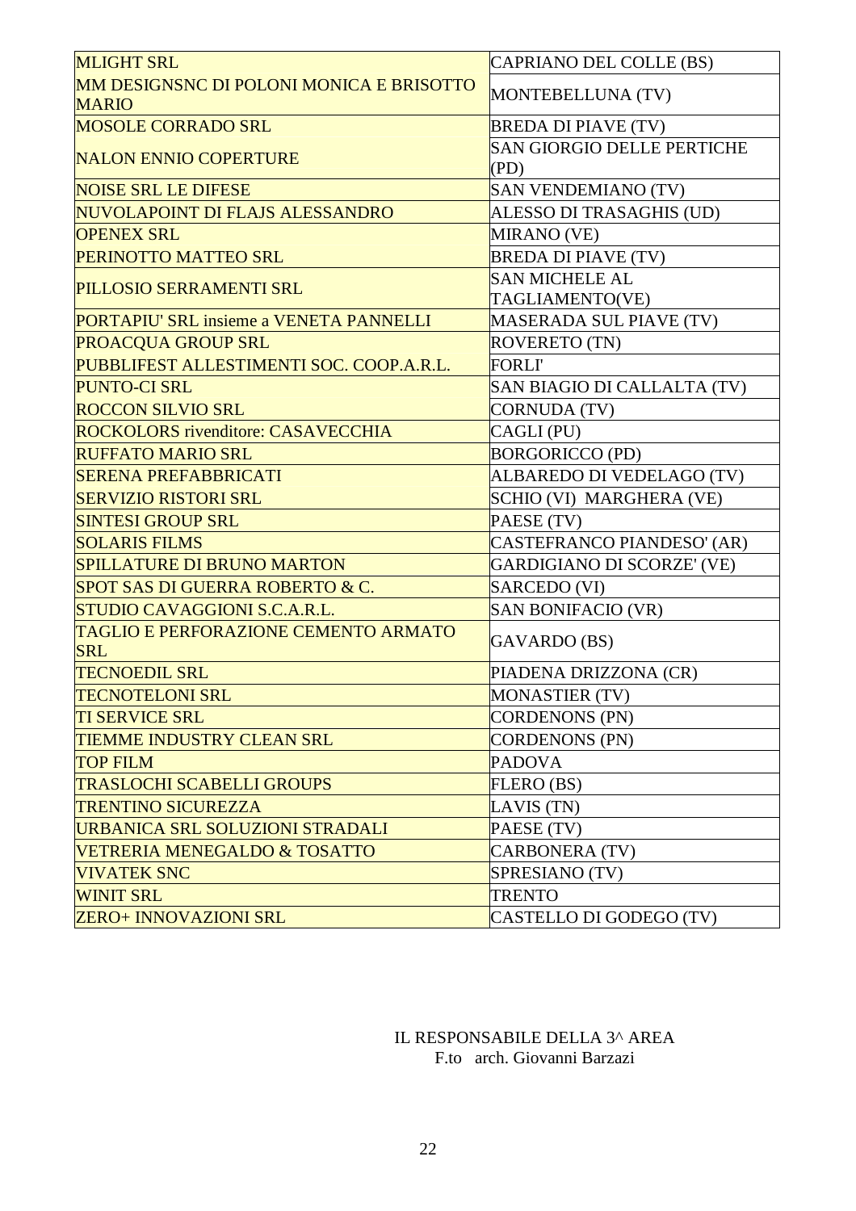| | |
|---|---|
| MLIGHT SRL | CAPRIANO DEL COLLE (BS) |
| MM DESIGNSNC DI POLONI MONICA E BRISOTTO MARIO | MONTEBELLUNA (TV) |
| MOSOLE CORRADO SRL | BREDA DI PIAVE (TV) |
| NALON ENNIO COPERTURE | SAN GIORGIO DELLE PERTICHE (PD) |
| NOISE SRL LE DIFESE | SAN VENDEMIANO (TV) |
| NUVOLAPOINT DI FLAJS ALESSANDRO | ALESSO DI TRASAGHIS (UD) |
| OPENEX SRL | MIRANO (VE) |
| PERINOTTO MATTEO SRL | BREDA DI PIAVE (TV) |
| PILLOSIO SERRAMENTI SRL | SAN MICHELE AL TAGLIAMENTO(VE) |
| PORTAPIU' SRL insieme a VENETA PANNELLI | MASERADA SUL PIAVE (TV) |
| PROACQUA GROUP SRL | ROVERETO (TN) |
| PUBBLIFEST ALLESTIMENTI SOC. COOP.A.R.L. | FORLI' |
| PUNTO-CI SRL | SAN BIAGIO DI CALLALTA (TV) |
| ROCCON SILVIO SRL | CORNUDA (TV) |
| ROCKOLORS rivenditore: CASAVECCHIA | CAGLI (PU) |
| RUFFATO MARIO SRL | BORGORICCO (PD) |
| SERENA PREFABBRICATI | ALBAREDO DI VEDELAGO (TV) |
| SERVIZIO RISTORI SRL | SCHIO (VI) MARGHERA (VE) |
| SINTESI GROUP SRL | PAESE (TV) |
| SOLARIS FILMS | CASTEFRANCO PIANDESO' (AR) |
| SPILLATURE DI BRUNO MARTON | GARDIGIANO DI SCORZE' (VE) |
| SPOT SAS DI GUERRA ROBERTO & C. | SARCEDO (VI) |
| STUDIO CAVAGGIONI S.C.A.R.L. | SAN BONIFACIO (VR) |
| TAGLIO E PERFORAZIONE CEMENTO ARMATO SRL | GAVARDO (BS) |
| TECNOEDIL SRL | PIADENA DRIZZONA (CR) |
| TECNOTELONI SRL | MONASTIER (TV) |
| TI SERVICE SRL | CORDENONS (PN) |
| TIEMME INDUSTRY CLEAN SRL | CORDENONS (PN) |
| TOP FILM | PADOVA |
| TRASLOCHI SCABELLI GROUPS | FLERO (BS) |
| TRENTINO SICUREZZA | LAVIS (TN) |
| URBANICA SRL SOLUZIONI STRADALI | PAESE (TV) |
| VETRERIA MENEGALDO & TOSATTO | CARBONERA (TV) |
| VIVATEK SNC | SPRESIANO (TV) |
| WINIT SRL | TRENTO |
| ZERO+ INNOVAZIONI SRL | CASTELLO DI GODEGO (TV) |

IL RESPONSABILE DELLA 3^ AREA
F.to arch. Giovanni Barzazi